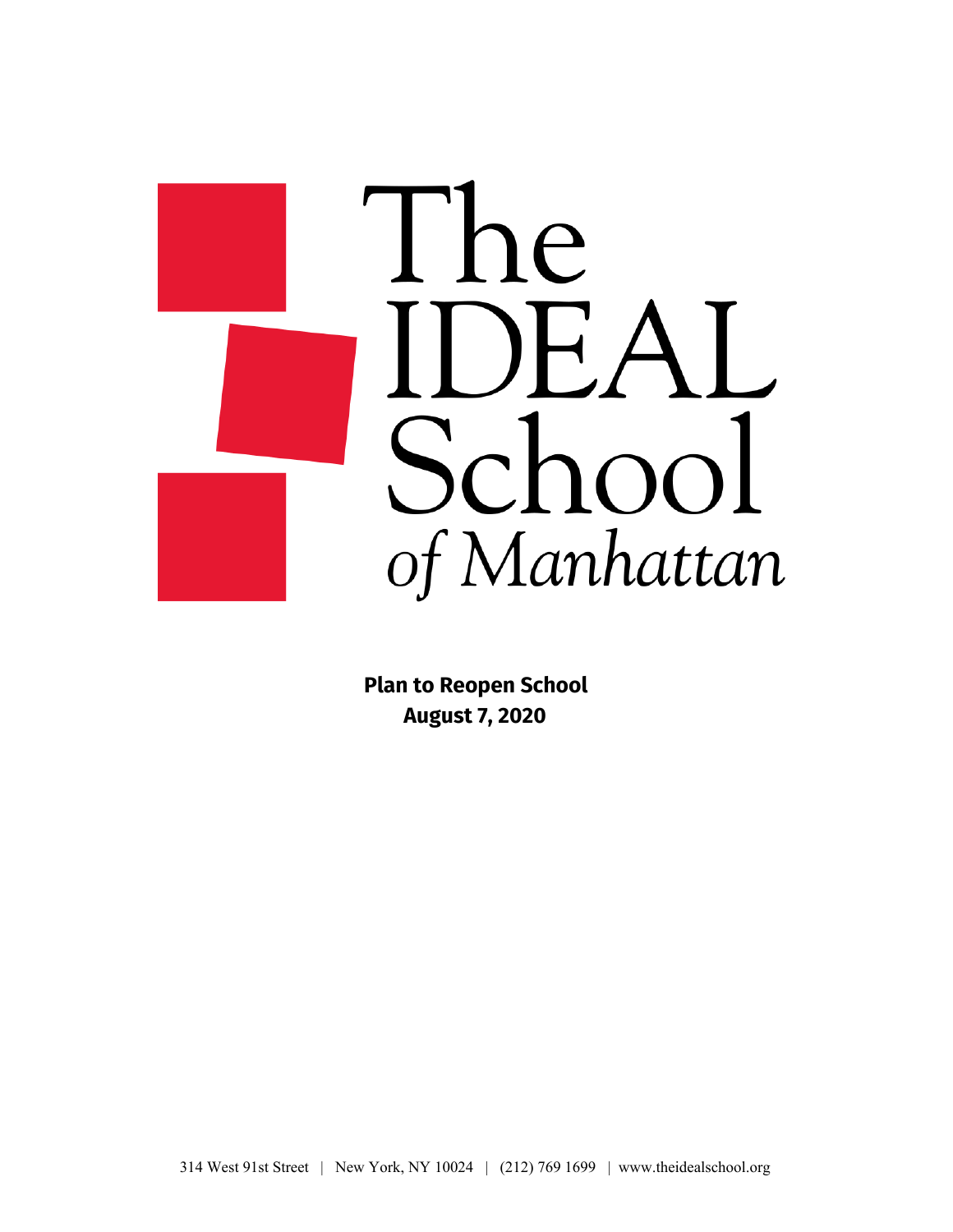# The IDEAL School of Manhattan

**Plan to Reopen School**
**August 7, 2020**

314 West 91st Street | New York, NY 10024 | (212) 769 1699 | www.theidealschool.org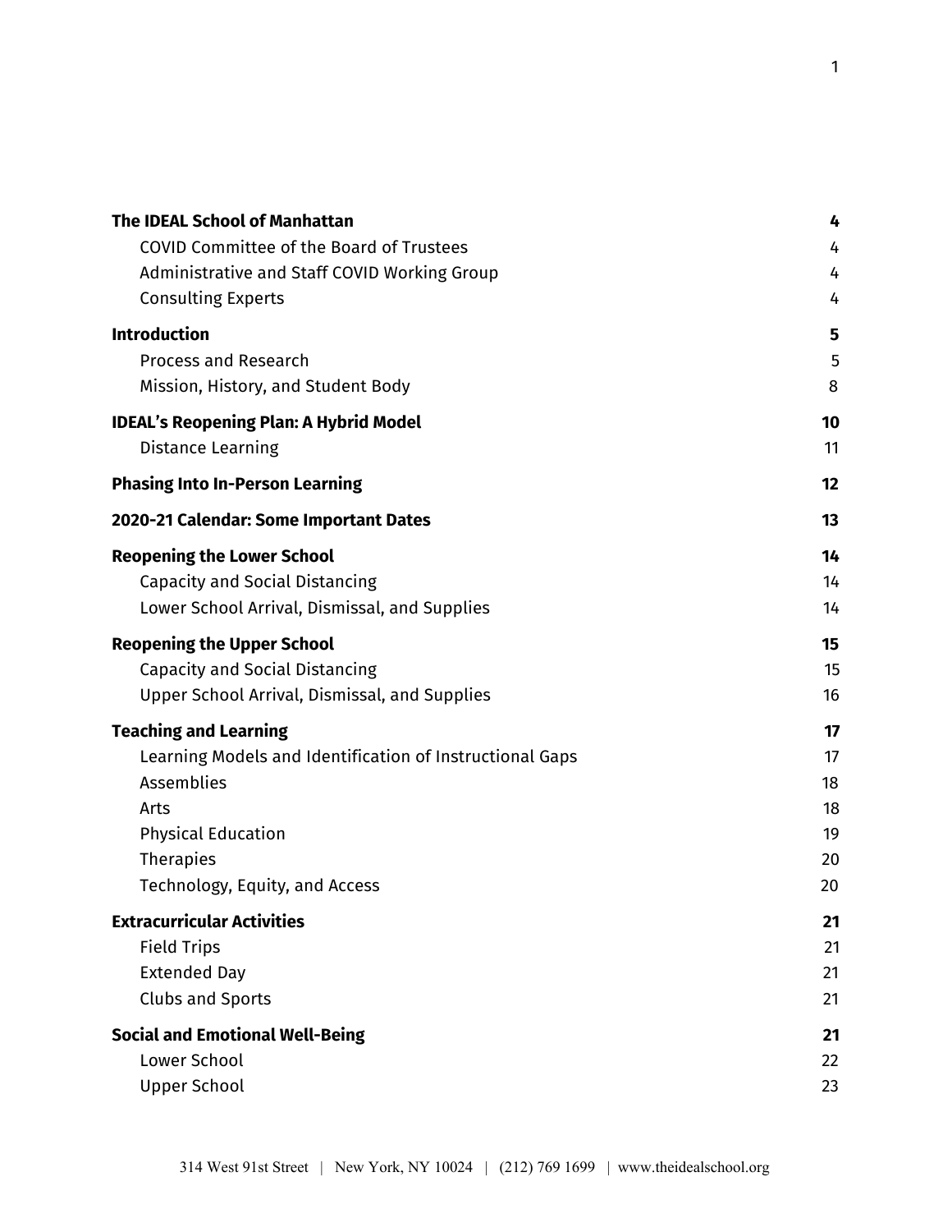| | |
|---|---|
| **The IDEAL School of Manhattan** | **4** |
| COVID Committee of the Board of Trustees | 4 |
| Administrative and Staff COVID Working Group | 4 |
| Consulting Experts | 4 |
| **Introduction** | **5** |
| Process and Research | 5 |
| Mission, History, and Student Body | 8 |
| **IDEAL's Reopening Plan: A Hybrid Model** | **10** |
| Distance Learning | 11 |
| **Phasing Into In-Person Learning** | **12** |
| **2020-21 Calendar: Some Important Dates** | **13** |
| **Reopening the Lower School** | **14** |
| Capacity and Social Distancing | 14 |
| Lower School Arrival, Dismissal, and Supplies | 14 |
| **Reopening the Upper School** | **15** |
| Capacity and Social Distancing | 15 |
| Upper School Arrival, Dismissal, and Supplies | 16 |
| **Teaching and Learning** | **17** |
| Learning Models and Identification of Instructional Gaps | 17 |
| Assemblies | 18 |
| Arts | 18 |
| Physical Education | 19 |
| Therapies | 20 |
| Technology, Equity, and Access | 20 |
| **Extracurricular Activities** | **21** |
| Field Trips | 21 |
| Extended Day | 21 |
| Clubs and Sports | 21 |
| **Social and Emotional Well-Being** | **21** |
| Lower School | 22 |
| Upper School | 23 |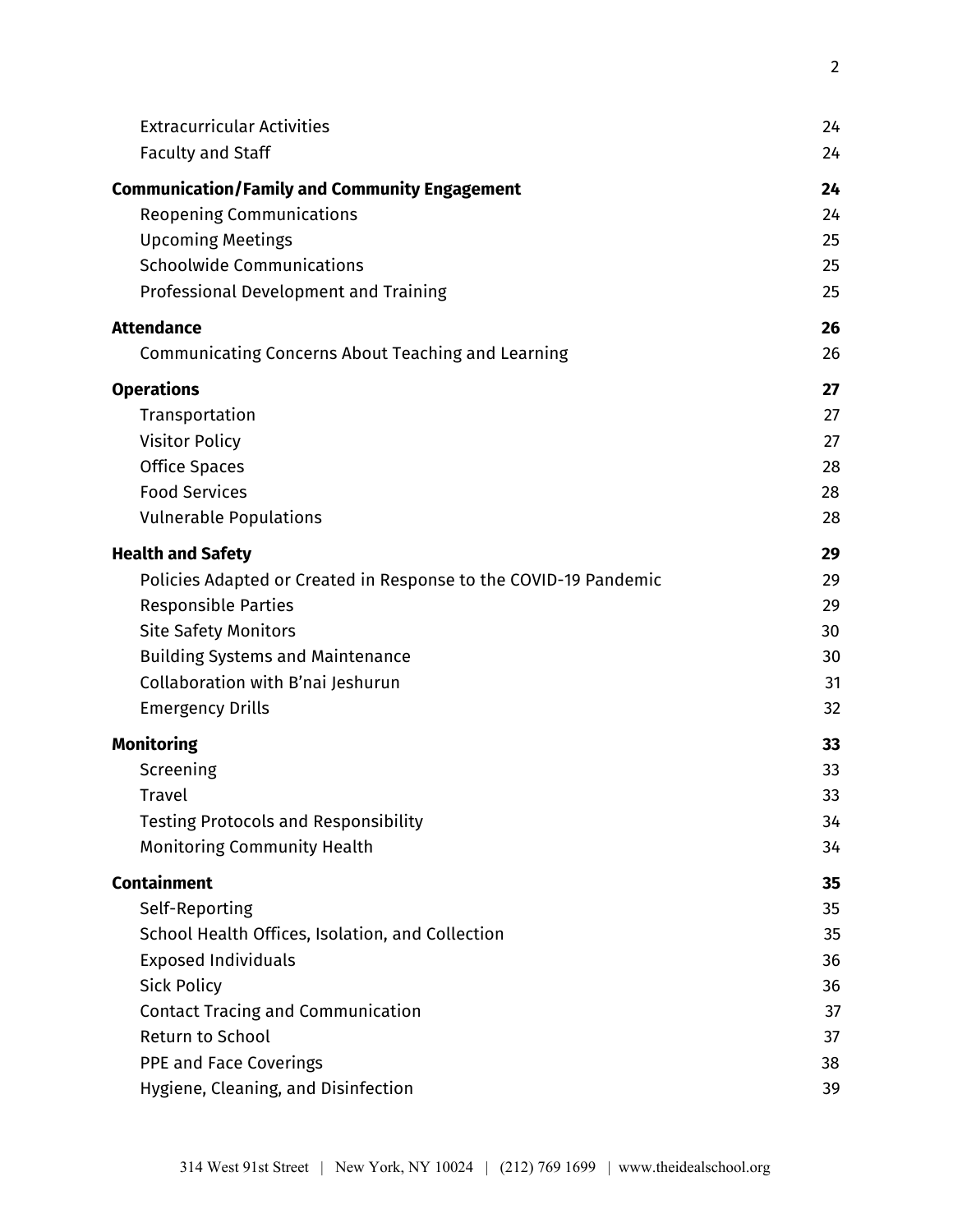Extracurricular Activities 24
Faculty and Staff 24

**Communication/Family and Community Engagement 24**
Reopening Communications 24
Upcoming Meetings 25
Schoolwide Communications 25
Professional Development and Training 25

**Attendance 26**
Communicating Concerns About Teaching and Learning 26

**Operations 27**
Transportation 27
Visitor Policy 27
Office Spaces 28
Food Services 28
Vulnerable Populations 28

**Health and Safety 29**
Policies Adapted or Created in Response to the COVID-19 Pandemic 29
Responsible Parties 29
Site Safety Monitors 30
Building Systems and Maintenance 30
Collaboration with B'nai Jeshurun 31
Emergency Drills 32

**Monitoring 33**
Screening 33
Travel 33
Testing Protocols and Responsibility 34
Monitoring Community Health 34

**Containment 35**
Self-Reporting 35
School Health Offices, Isolation, and Collection 35
Exposed Individuals 36
Sick Policy 36
Contact Tracing and Communication 37
Return to School 37
PPE and Face Coverings 38
Hygiene, Cleaning, and Disinfection 39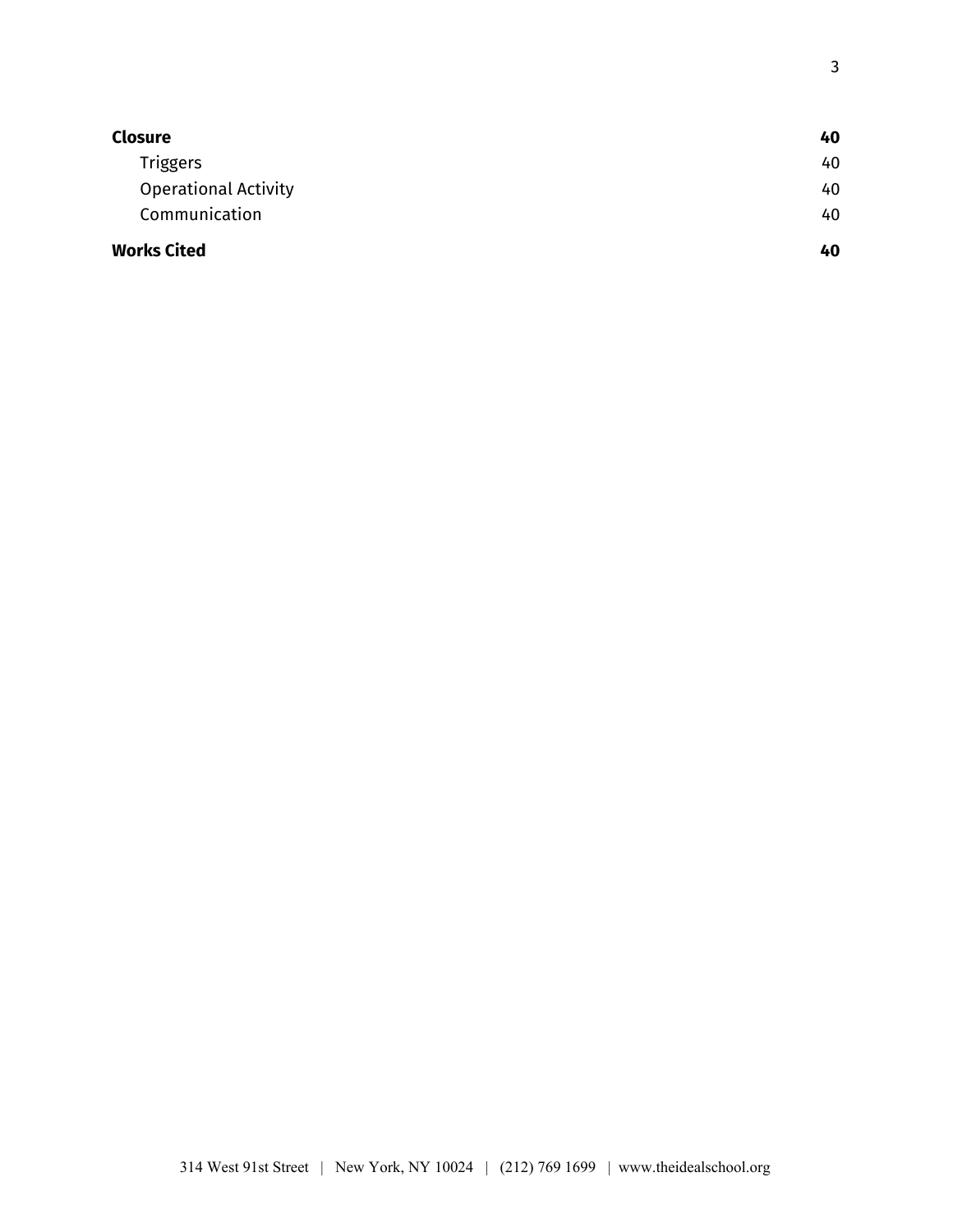**Closure** **40**

- Triggers 40
- Operational Activity 40
- Communication 40

**Works Cited** **40**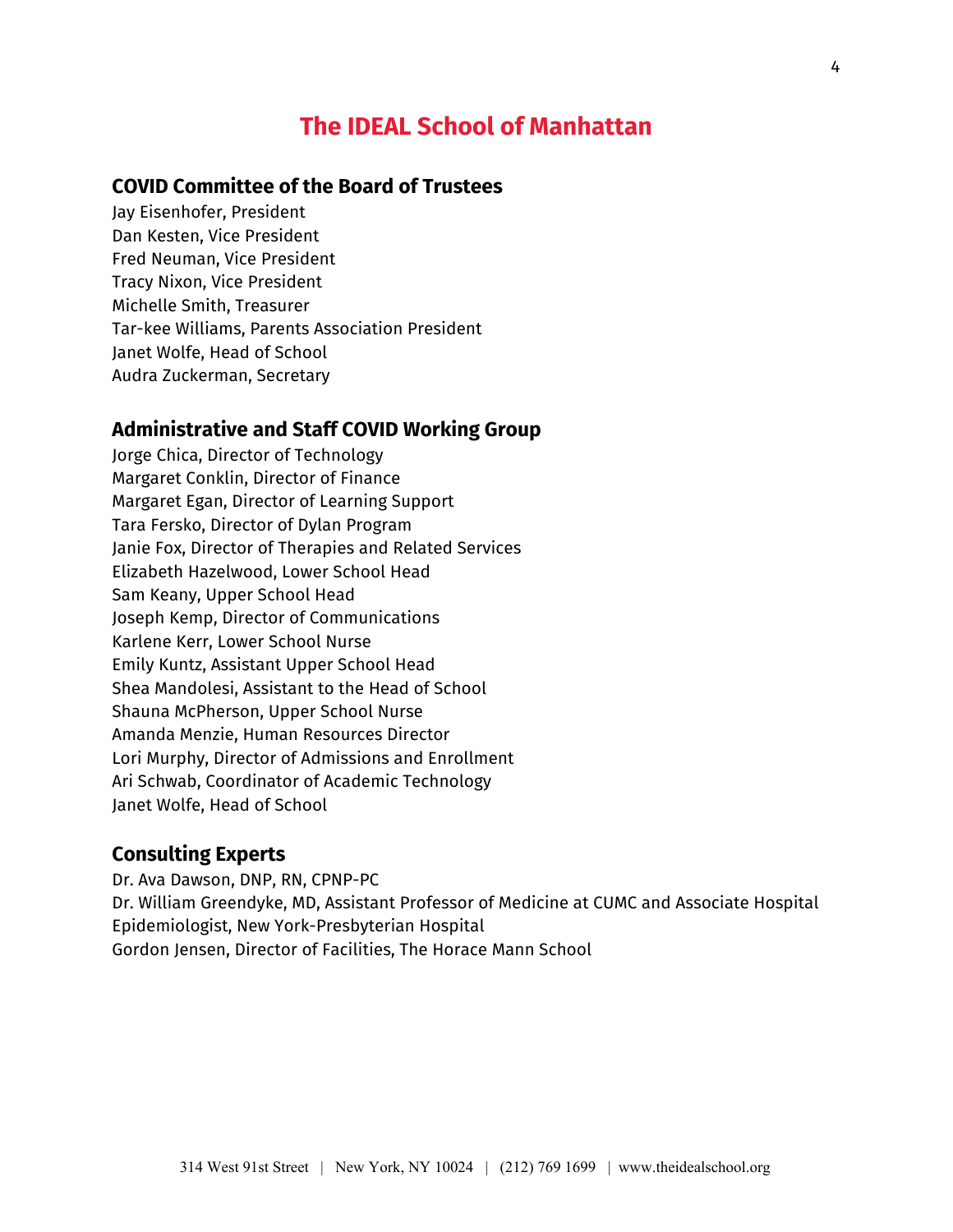# The IDEAL School of Manhattan

## COVID Committee of the Board of Trustees

Jay Eisenhofer, President
Dan Kesten, Vice President
Fred Neuman, Vice President
Tracy Nixon, Vice President
Michelle Smith, Treasurer
Tar-kee Williams, Parents Association President
Janet Wolfe, Head of School
Audra Zuckerman, Secretary

## Administrative and Staff COVID Working Group

Jorge Chica, Director of Technology
Margaret Conklin, Director of Finance
Margaret Egan, Director of Learning Support
Tara Fersko, Director of Dylan Program
Janie Fox, Director of Therapies and Related Services
Elizabeth Hazelwood, Lower School Head
Sam Keany, Upper School Head
Joseph Kemp, Director of Communications
Karlene Kerr, Lower School Nurse
Emily Kuntz, Assistant Upper School Head
Shea Mandolesi, Assistant to the Head of School
Shauna McPherson, Upper School Nurse
Amanda Menzie, Human Resources Director
Lori Murphy, Director of Admissions and Enrollment
Ari Schwab, Coordinator of Academic Technology
Janet Wolfe, Head of School

## Consulting Experts

Dr. Ava Dawson, DNP, RN, CPNP-PC
Dr. William Greendyke, MD, Assistant Professor of Medicine at CUMC and Associate Hospital Epidemiologist, New York-Presbyterian Hospital
Gordon Jensen, Director of Facilities, The Horace Mann School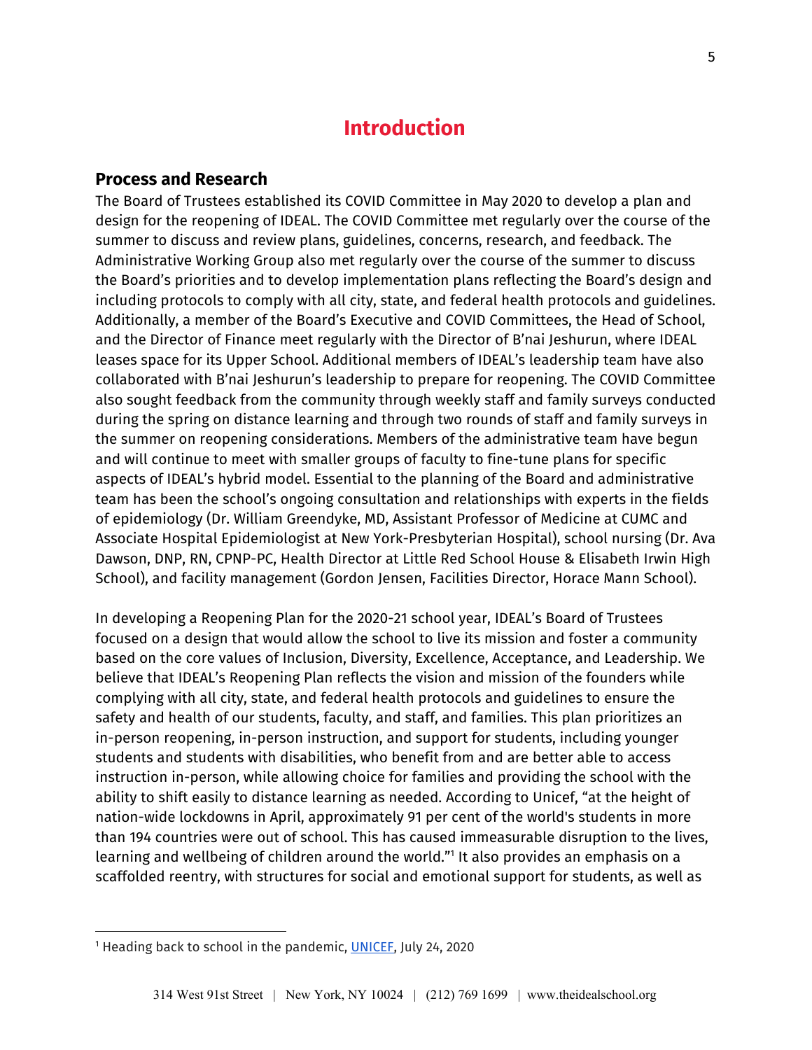# Introduction

## Process and Research

The Board of Trustees established its COVID Committee in May 2020 to develop a plan and design for the reopening of IDEAL. The COVID Committee met regularly over the course of the summer to discuss and review plans, guidelines, concerns, research, and feedback. The Administrative Working Group also met regularly over the course of the summer to discuss the Board's priorities and to develop implementation plans reflecting the Board's design and including protocols to comply with all city, state, and federal health protocols and guidelines. Additionally, a member of the Board's Executive and COVID Committees, the Head of School, and the Director of Finance meet regularly with the Director of B'nai Jeshurun, where IDEAL leases space for its Upper School. Additional members of IDEAL's leadership team have also collaborated with B'nai Jeshurun's leadership to prepare for reopening. The COVID Committee also sought feedback from the community through weekly staff and family surveys conducted during the spring on distance learning and through two rounds of staff and family surveys in the summer on reopening considerations. Members of the administrative team have begun and will continue to meet with smaller groups of faculty to fine-tune plans for specific aspects of IDEAL's hybrid model. Essential to the planning of the Board and administrative team has been the school's ongoing consultation and relationships with experts in the fields of epidemiology (Dr. William Greendyke, MD, Assistant Professor of Medicine at CUMC and Associate Hospital Epidemiologist at New York-Presbyterian Hospital), school nursing (Dr. Ava Dawson, DNP, RN, CPNP-PC, Health Director at Little Red School House & Elisabeth Irwin High School), and facility management (Gordon Jensen, Facilities Director, Horace Mann School).

In developing a Reopening Plan for the 2020-21 school year, IDEAL's Board of Trustees focused on a design that would allow the school to live its mission and foster a community based on the core values of Inclusion, Diversity, Excellence, Acceptance, and Leadership. We believe that IDEAL's Reopening Plan reflects the vision and mission of the founders while complying with all city, state, and federal health protocols and guidelines to ensure the safety and health of our students, faculty, and staff, and families. This plan prioritizes an in-person reopening, in-person instruction, and support for students, including younger students and students with disabilities, who benefit from and are better able to access instruction in-person, while allowing choice for families and providing the school with the ability to shift easily to distance learning as needed. According to Unicef, "at the height of nation-wide lockdowns in April, approximately 91 per cent of the world's students in more than 194 countries were out of school. This has caused immeasurable disruption to the lives, learning and wellbeing of children around the world."[1] It also provides an emphasis on a scaffolded reentry, with structures for social and emotional support for students, as well as

---

[1] Heading back to school in the pandemic, [UNICEF](), July 24, 2020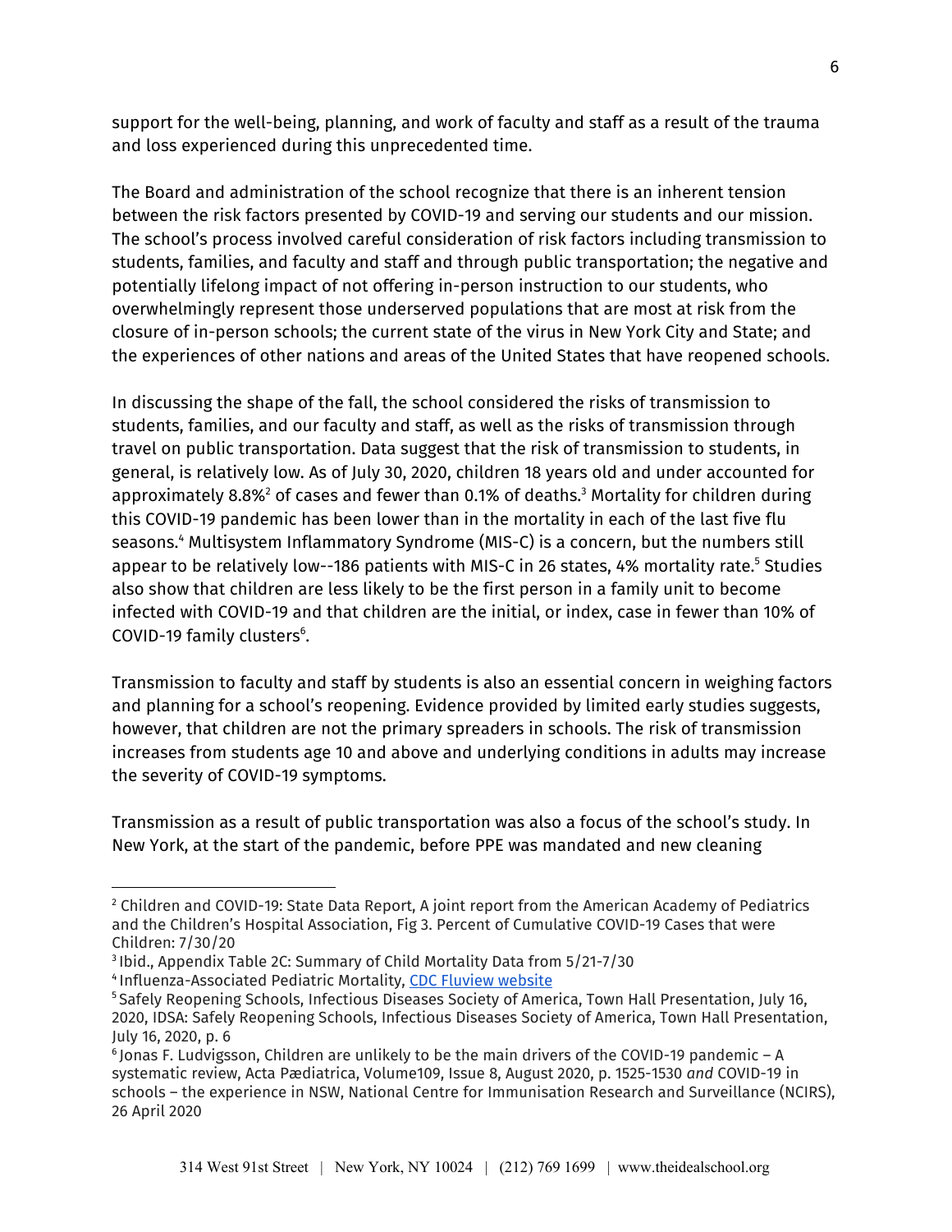support for the well-being, planning, and work of faculty and staff as a result of the trauma and loss experienced during this unprecedented time.

The Board and administration of the school recognize that there is an inherent tension between the risk factors presented by COVID-19 and serving our students and our mission. The school's process involved careful consideration of risk factors including transmission to students, families, and faculty and staff and through public transportation; the negative and potentially lifelong impact of not offering in-person instruction to our students, who overwhelmingly represent those underserved populations that are most at risk from the closure of in-person schools; the current state of the virus in New York City and State; and the experiences of other nations and areas of the United States that have reopened schools.

In discussing the shape of the fall, the school considered the risks of transmission to students, families, and our faculty and staff, as well as the risks of transmission through travel on public transportation. Data suggest that the risk of transmission to students, in general, is relatively low. As of July 30, 2020, children 18 years old and under accounted for approximately 8.8%[2] of cases and fewer than 0.1% of deaths.[3] Mortality for children during this COVID-19 pandemic has been lower than in the mortality in each of the last five flu seasons.[4] Multisystem Inflammatory Syndrome (MIS-C) is a concern, but the numbers still appear to be relatively low--186 patients with MIS-C in 26 states, 4% mortality rate.[5] Studies also show that children are less likely to be the first person in a family unit to become infected with COVID-19 and that children are the initial, or index, case in fewer than 10% of COVID-19 family clusters[6].

Transmission to faculty and staff by students is also an essential concern in weighing factors and planning for a school's reopening. Evidence provided by limited early studies suggests, however, that children are not the primary spreaders in schools. The risk of transmission increases from students age 10 and above and underlying conditions in adults may increase the severity of COVID-19 symptoms.

Transmission as a result of public transportation was also a focus of the school's study. In New York, at the start of the pandemic, before PPE was mandated and new cleaning

---

[2] Children and COVID-19: State Data Report, A joint report from the American Academy of Pediatrics and the Children's Hospital Association, Fig 3. Percent of Cumulative COVID-19 Cases that were Children: 7/30/20

[3] Ibid., Appendix Table 2C: Summary of Child Mortality Data from 5/21-7/30

[4] Influenza-Associated Pediatric Mortality, CDC Fluview website

[5] Safely Reopening Schools, Infectious Diseases Society of America, Town Hall Presentation, July 16, 2020, IDSA: Safely Reopening Schools, Infectious Diseases Society of America, Town Hall Presentation, July 16, 2020, p. 6

[6] Jonas F. Ludvigsson, Children are unlikely to be the main drivers of the COVID-19 pandemic – A systematic review, Acta Pædiatrica, Volume109, Issue 8, August 2020, p. 1525-1530 *and* COVID-19 in schools – the experience in NSW, National Centre for Immunisation Research and Surveillance (NCIRS), 26 April 2020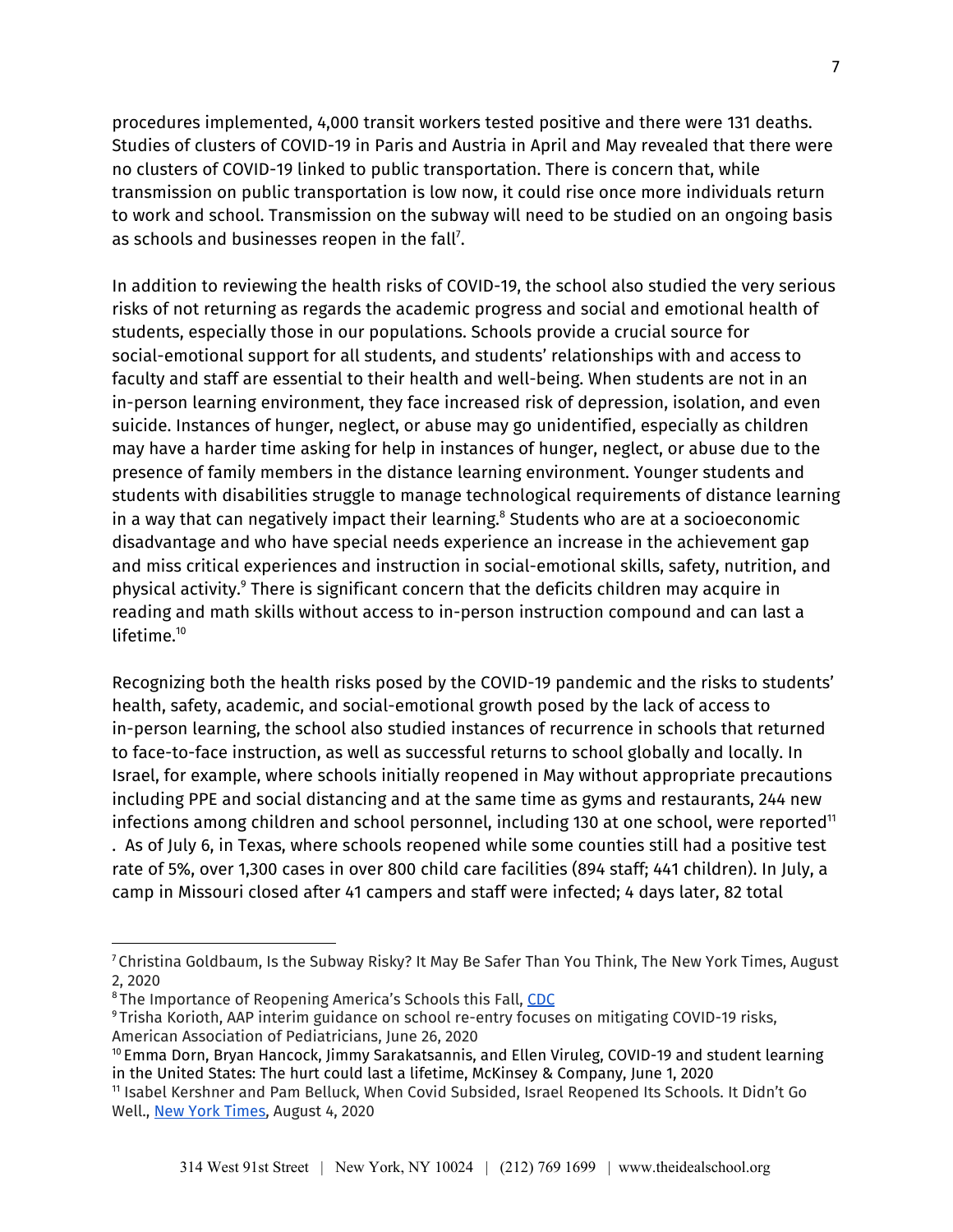procedures implemented, 4,000 transit workers tested positive and there were 131 deaths. Studies of clusters of COVID-19 in Paris and Austria in April and May revealed that there were no clusters of COVID-19 linked to public transportation. There is concern that, while transmission on public transportation is low now, it could rise once more individuals return to work and school. Transmission on the subway will need to be studied on an ongoing basis as schools and businesses reopen in the fall[7].

In addition to reviewing the health risks of COVID-19, the school also studied the very serious risks of not returning as regards the academic progress and social and emotional health of students, especially those in our populations. Schools provide a crucial source for social-emotional support for all students, and students' relationships with and access to faculty and staff are essential to their health and well-being. When students are not in an in-person learning environment, they face increased risk of depression, isolation, and even suicide. Instances of hunger, neglect, or abuse may go unidentified, especially as children may have a harder time asking for help in instances of hunger, neglect, or abuse due to the presence of family members in the distance learning environment. Younger students and students with disabilities struggle to manage technological requirements of distance learning in a way that can negatively impact their learning.[8] Students who are at a socioeconomic disadvantage and who have special needs experience an increase in the achievement gap and miss critical experiences and instruction in social-emotional skills, safety, nutrition, and physical activity.[9] There is significant concern that the deficits children may acquire in reading and math skills without access to in-person instruction compound and can last a lifetime.[10]

Recognizing both the health risks posed by the COVID-19 pandemic and the risks to students' health, safety, academic, and social-emotional growth posed by the lack of access to in-person learning, the school also studied instances of recurrence in schools that returned to face-to-face instruction, as well as successful returns to school globally and locally. In Israel, for example, where schools initially reopened in May without appropriate precautions including PPE and social distancing and at the same time as gyms and restaurants, 244 new infections among children and school personnel, including 130 at one school, were reported[11]. As of July 6, in Texas, where schools reopened while some counties still had a positive test rate of 5%, over 1,300 cases in over 800 child care facilities (894 staff; 441 children). In July, a camp in Missouri closed after 41 campers and staff were infected; 4 days later, 82 total

---

[7] Christina Goldbaum, Is the Subway Risky? It May Be Safer Than You Think, The New York Times, August 2, 2020

[8] The Importance of Reopening America's Schools this Fall, [CDC](CDC)

[9] Trisha Korioth, AAP interim guidance on school re-entry focuses on mitigating COVID-19 risks, American Association of Pediatricians, June 26, 2020

[10] Emma Dorn, Bryan Hancock, Jimmy Sarakatsannis, and Ellen Viruleg, COVID-19 and student learning in the United States: The hurt could last a lifetime, McKinsey & Company, June 1, 2020

[11] Isabel Kershner and Pam Belluck, When Covid Subsided, Israel Reopened Its Schools. It Didn't Go Well., [New York Times](New York Times), August 4, 2020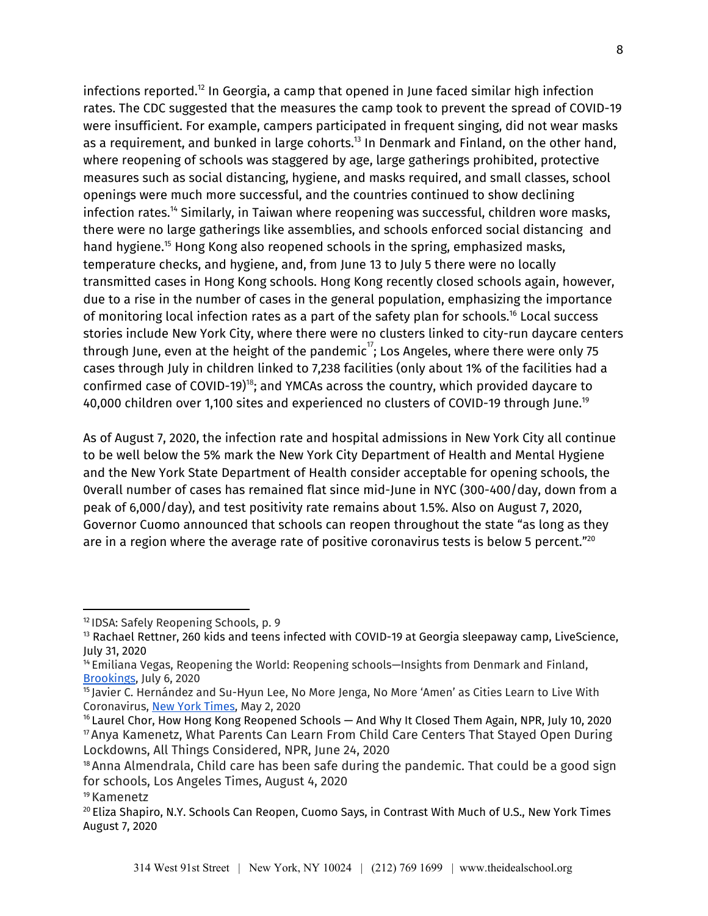infections reported.[12] In Georgia, a camp that opened in June faced similar high infection rates. The CDC suggested that the measures the camp took to prevent the spread of COVID-19 were insufficient. For example, campers participated in frequent singing, did not wear masks as a requirement, and bunked in large cohorts.[13] In Denmark and Finland, on the other hand, where reopening of schools was staggered by age, large gatherings prohibited, protective measures such as social distancing, hygiene, and masks required, and small classes, school openings were much more successful, and the countries continued to show declining infection rates.[14] Similarly, in Taiwan where reopening was successful, children wore masks, there were no large gatherings like assemblies, and schools enforced social distancing and hand hygiene.[15] Hong Kong also reopened schools in the spring, emphasized masks, temperature checks, and hygiene, and, from June 13 to July 5 there were no locally transmitted cases in Hong Kong schools. Hong Kong recently closed schools again, however, due to a rise in the number of cases in the general population, emphasizing the importance of monitoring local infection rates as a part of the safety plan for schools.[16] Local success stories include New York City, where there were no clusters linked to city-run daycare centers through June, even at the height of the pandemic[17]; Los Angeles, where there were only 75 cases through July in children linked to 7,238 facilities (only about 1% of the facilities had a confirmed case of COVID-19)[18]; and YMCAs across the country, which provided daycare to 40,000 children over 1,100 sites and experienced no clusters of COVID-19 through June.[19]

As of August 7, 2020, the infection rate and hospital admissions in New York City all continue to be well below the 5% mark the New York City Department of Health and Mental Hygiene and the New York State Department of Health consider acceptable for opening schools, the 0verall number of cases has remained flat since mid-June in NYC (300-400/day, down from a peak of 6,000/day), and test positivity rate remains about 1.5%. Also on August 7, 2020, Governor Cuomo announced that schools can reopen throughout the state "as long as they are in a region where the average rate of positive coronavirus tests is below 5 percent."[20]

---

[12] IDSA: Safely Reopening Schools, p. 9

[13] Rachael Rettner, 260 kids and teens infected with COVID-19 at Georgia sleepaway camp, LiveScience, July 31, 2020

[14] Emiliana Vegas, Reopening the World: Reopening schools—Insights from Denmark and Finland, Brookings, July 6, 2020

[15] Javier C. Hernández and Su-Hyun Lee, No More Jenga, No More 'Amen' as Cities Learn to Live With Coronavirus, New York Times, May 2, 2020

[16] Laurel Chor, How Hong Kong Reopened Schools — And Why It Closed Them Again, NPR, July 10, 2020

[17] Anya Kamenetz, What Parents Can Learn From Child Care Centers That Stayed Open During Lockdowns, All Things Considered, NPR, June 24, 2020

[18] Anna Almendrala, Child care has been safe during the pandemic. That could be a good sign for schools, Los Angeles Times, August 4, 2020

[19] Kamenetz

[20] Eliza Shapiro, N.Y. Schools Can Reopen, Cuomo Says, in Contrast With Much of U.S., New York Times August 7, 2020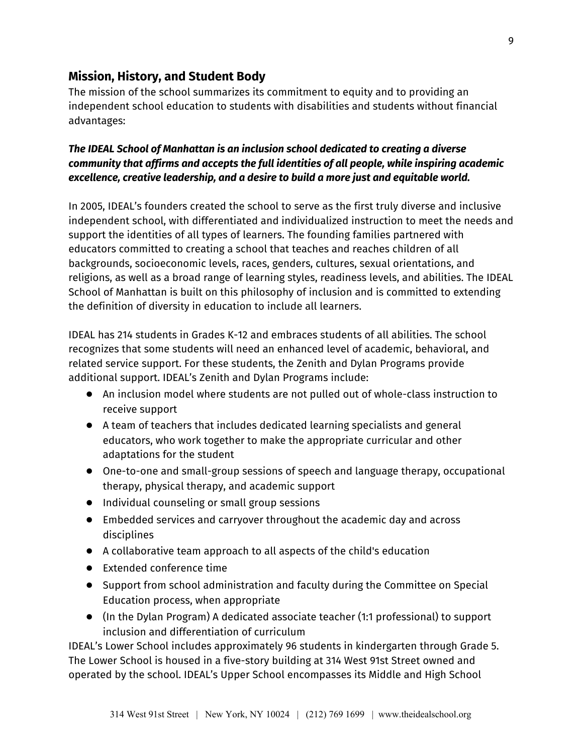## Mission, History, and Student Body

The mission of the school summarizes its commitment to equity and to providing an independent school education to students with disabilities and students without financial advantages:

***The IDEAL School of Manhattan is an inclusion school dedicated to creating a diverse community that affirms and accepts the full identities of all people, while inspiring academic excellence, creative leadership, and a desire to build a more just and equitable world.***

In 2005, IDEAL's founders created the school to serve as the first truly diverse and inclusive independent school, with differentiated and individualized instruction to meet the needs and support the identities of all types of learners. The founding families partnered with educators committed to creating a school that teaches and reaches children of all backgrounds, socioeconomic levels, races, genders, cultures, sexual orientations, and religions, as well as a broad range of learning styles, readiness levels, and abilities. The IDEAL School of Manhattan is built on this philosophy of inclusion and is committed to extending the definition of diversity in education to include all learners.

IDEAL has 214 students in Grades K-12 and embraces students of all abilities. The school recognizes that some students will need an enhanced level of academic, behavioral, and related service support. For these students, the Zenith and Dylan Programs provide additional support. IDEAL's Zenith and Dylan Programs include:

- An inclusion model where students are not pulled out of whole-class instruction to receive support
- A team of teachers that includes dedicated learning specialists and general educators, who work together to make the appropriate curricular and other adaptations for the student
- One-to-one and small-group sessions of speech and language therapy, occupational therapy, physical therapy, and academic support
- Individual counseling or small group sessions
- Embedded services and carryover throughout the academic day and across disciplines
- A collaborative team approach to all aspects of the child's education
- Extended conference time
- Support from school administration and faculty during the Committee on Special Education process, when appropriate
- (In the Dylan Program) A dedicated associate teacher (1:1 professional) to support inclusion and differentiation of curriculum

IDEAL's Lower School includes approximately 96 students in kindergarten through Grade 5. The Lower School is housed in a five-story building at 314 West 91st Street owned and operated by the school. IDEAL's Upper School encompasses its Middle and High School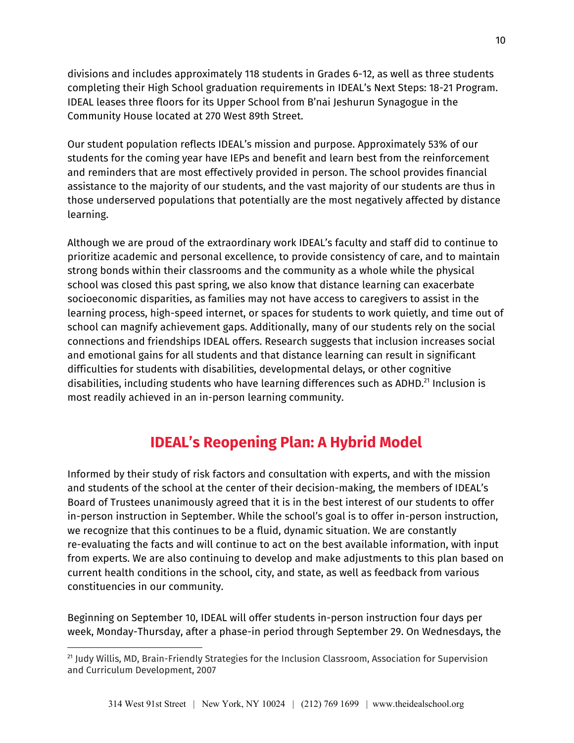divisions and includes approximately 118 students in Grades 6-12, as well as three students completing their High School graduation requirements in IDEAL's Next Steps: 18-21 Program. IDEAL leases three floors for its Upper School from B'nai Jeshurun Synagogue in the Community House located at 270 West 89th Street.

Our student population reflects IDEAL's mission and purpose. Approximately 53% of our students for the coming year have IEPs and benefit and learn best from the reinforcement and reminders that are most effectively provided in person. The school provides financial assistance to the majority of our students, and the vast majority of our students are thus in those underserved populations that potentially are the most negatively affected by distance learning.

Although we are proud of the extraordinary work IDEAL's faculty and staff did to continue to prioritize academic and personal excellence, to provide consistency of care, and to maintain strong bonds within their classrooms and the community as a whole while the physical school was closed this past spring, we also know that distance learning can exacerbate socioeconomic disparities, as families may not have access to caregivers to assist in the learning process, high-speed internet, or spaces for students to work quietly, and time out of school can magnify achievement gaps. Additionally, many of our students rely on the social connections and friendships IDEAL offers. Research suggests that inclusion increases social and emotional gains for all students and that distance learning can result in significant difficulties for students with disabilities, developmental delays, or other cognitive disabilities, including students who have learning differences such as ADHD.[21] Inclusion is most readily achieved in an in-person learning community.

## IDEAL's Reopening Plan: A Hybrid Model

Informed by their study of risk factors and consultation with experts, and with the mission and students of the school at the center of their decision-making, the members of IDEAL's Board of Trustees unanimously agreed that it is in the best interest of our students to offer in-person instruction in September. While the school's goal is to offer in-person instruction, we recognize that this continues to be a fluid, dynamic situation. We are constantly re-evaluating the facts and will continue to act on the best available information, with input from experts. We are also continuing to develop and make adjustments to this plan based on current health conditions in the school, city, and state, as well as feedback from various constituencies in our community.

Beginning on September 10, IDEAL will offer students in-person instruction four days per week, Monday-Thursday, after a phase-in period through September 29. On Wednesdays, the

[21] Judy Willis, MD, Brain-Friendly Strategies for the Inclusion Classroom, Association for Supervision and Curriculum Development, 2007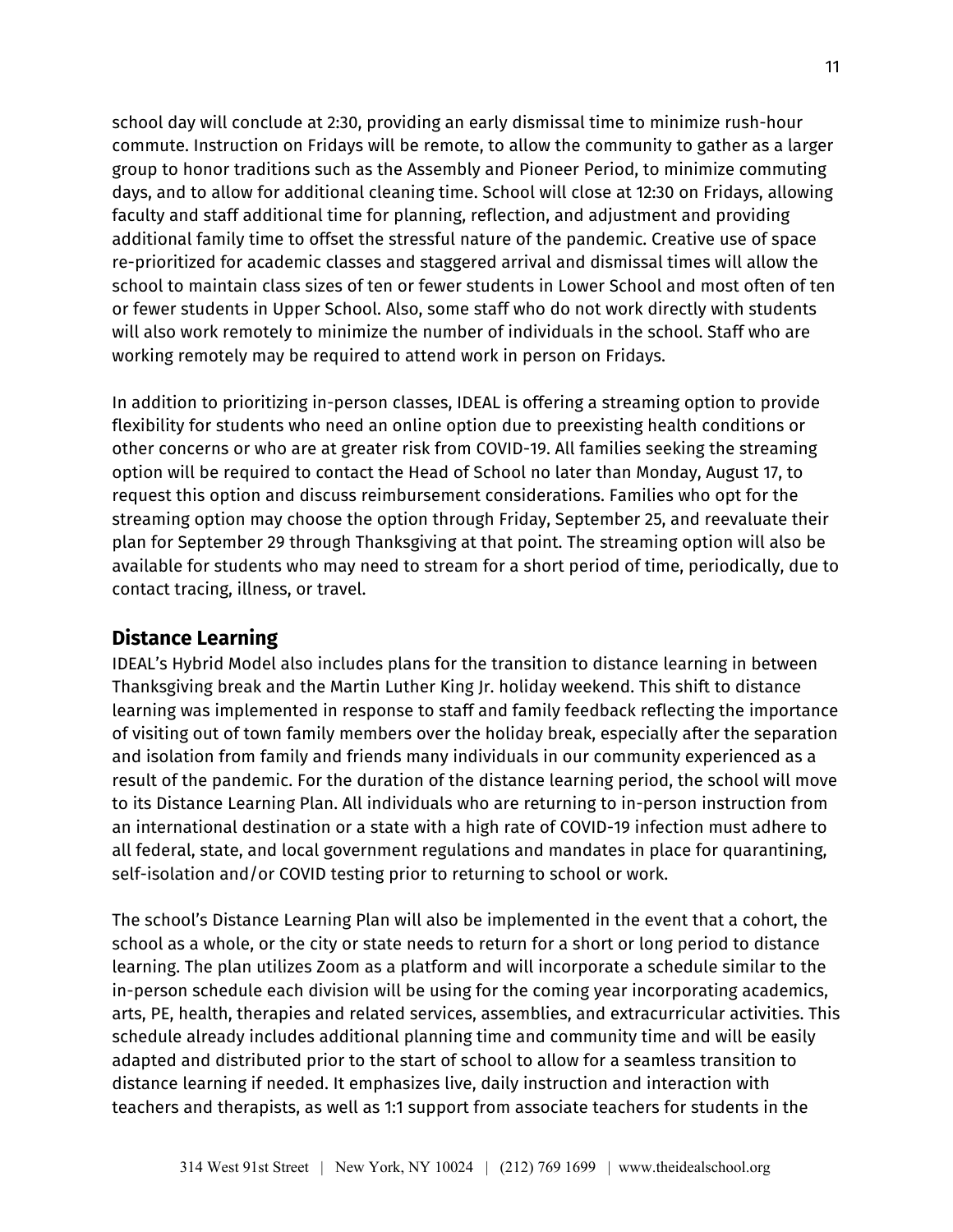school day will conclude at 2:30, providing an early dismissal time to minimize rush-hour commute. Instruction on Fridays will be remote, to allow the community to gather as a larger group to honor traditions such as the Assembly and Pioneer Period, to minimize commuting days, and to allow for additional cleaning time. School will close at 12:30 on Fridays, allowing faculty and staff additional time for planning, reflection, and adjustment and providing additional family time to offset the stressful nature of the pandemic. Creative use of space re-prioritized for academic classes and staggered arrival and dismissal times will allow the school to maintain class sizes of ten or fewer students in Lower School and most often of ten or fewer students in Upper School. Also, some staff who do not work directly with students will also work remotely to minimize the number of individuals in the school. Staff who are working remotely may be required to attend work in person on Fridays.

In addition to prioritizing in-person classes, IDEAL is offering a streaming option to provide flexibility for students who need an online option due to preexisting health conditions or other concerns or who are at greater risk from COVID-19. All families seeking the streaming option will be required to contact the Head of School no later than Monday, August 17, to request this option and discuss reimbursement considerations. Families who opt for the streaming option may choose the option through Friday, September 25, and reevaluate their plan for September 29 through Thanksgiving at that point. The streaming option will also be available for students who may need to stream for a short period of time, periodically, due to contact tracing, illness, or travel.

## Distance Learning

IDEAL's Hybrid Model also includes plans for the transition to distance learning in between Thanksgiving break and the Martin Luther King Jr. holiday weekend. This shift to distance learning was implemented in response to staff and family feedback reflecting the importance of visiting out of town family members over the holiday break, especially after the separation and isolation from family and friends many individuals in our community experienced as a result of the pandemic. For the duration of the distance learning period, the school will move to its Distance Learning Plan. All individuals who are returning to in-person instruction from an international destination or a state with a high rate of COVID-19 infection must adhere to all federal, state, and local government regulations and mandates in place for quarantining, self-isolation and/or COVID testing prior to returning to school or work.

The school's Distance Learning Plan will also be implemented in the event that a cohort, the school as a whole, or the city or state needs to return for a short or long period to distance learning. The plan utilizes Zoom as a platform and will incorporate a schedule similar to the in-person schedule each division will be using for the coming year incorporating academics, arts, PE, health, therapies and related services, assemblies, and extracurricular activities. This schedule already includes additional planning time and community time and will be easily adapted and distributed prior to the start of school to allow for a seamless transition to distance learning if needed. It emphasizes live, daily instruction and interaction with teachers and therapists, as well as 1:1 support from associate teachers for students in the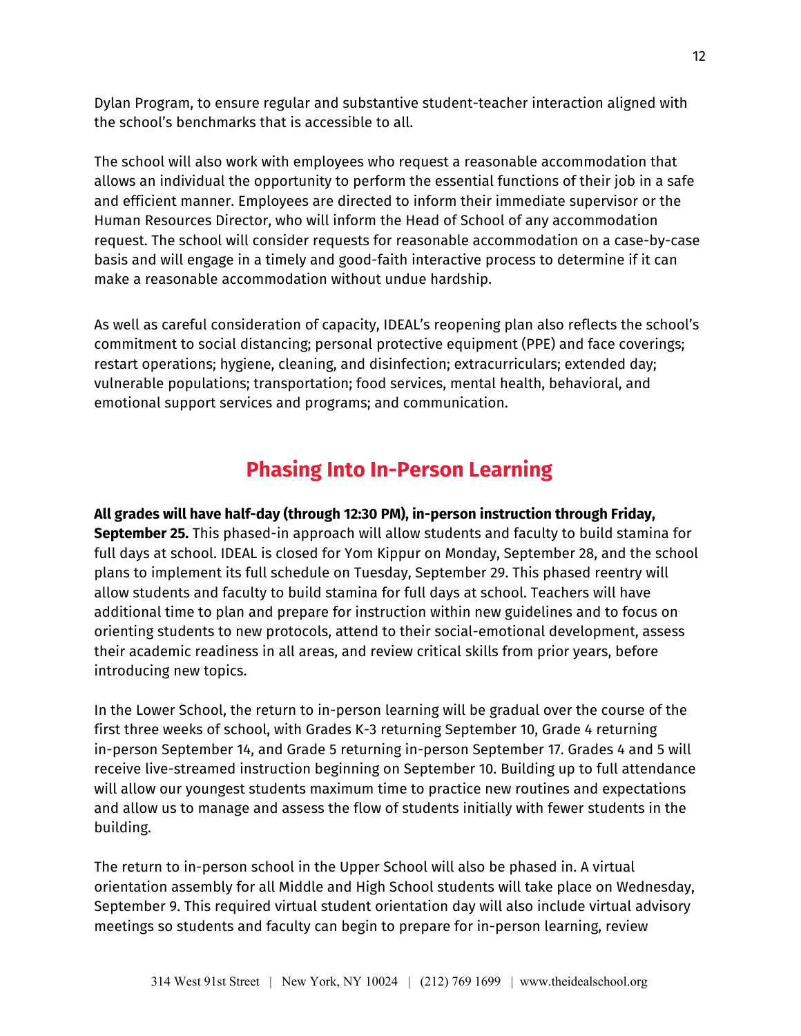Dylan Program, to ensure regular and substantive student-teacher interaction aligned with the school's benchmarks that is accessible to all.

The school will also work with employees who request a reasonable accommodation that allows an individual the opportunity to perform the essential functions of their job in a safe and efficient manner. Employees are directed to inform their immediate supervisor or the Human Resources Director, who will inform the Head of School of any accommodation request. The school will consider requests for reasonable accommodation on a case-by-case basis and will engage in a timely and good-faith interactive process to determine if it can make a reasonable accommodation without undue hardship.

As well as careful consideration of capacity, IDEAL's reopening plan also reflects the school's commitment to social distancing; personal protective equipment (PPE) and face coverings; restart operations; hygiene, cleaning, and disinfection; extracurriculars; extended day; vulnerable populations; transportation; food services, mental health, behavioral, and emotional support services and programs; and communication.

## Phasing Into In-Person Learning

**All grades will have half-day (through 12:30 PM), in-person instruction through Friday, September 25.** This phased-in approach will allow students and faculty to build stamina for full days at school. IDEAL is closed for Yom Kippur on Monday, September 28, and the school plans to implement its full schedule on Tuesday, September 29. This phased reentry will allow students and faculty to build stamina for full days at school. Teachers will have additional time to plan and prepare for instruction within new guidelines and to focus on orienting students to new protocols, attend to their social-emotional development, assess their academic readiness in all areas, and review critical skills from prior years, before introducing new topics.

In the Lower School, the return to in-person learning will be gradual over the course of the first three weeks of school, with Grades K-3 returning September 10, Grade 4 returning in-person September 14, and Grade 5 returning in-person September 17. Grades 4 and 5 will receive live-streamed instruction beginning on September 10. Building up to full attendance will allow our youngest students maximum time to practice new routines and expectations and allow us to manage and assess the flow of students initially with fewer students in the building.

The return to in-person school in the Upper School will also be phased in. A virtual orientation assembly for all Middle and High School students will take place on Wednesday, September 9. This required virtual student orientation day will also include virtual advisory meetings so students and faculty can begin to prepare for in-person learning, review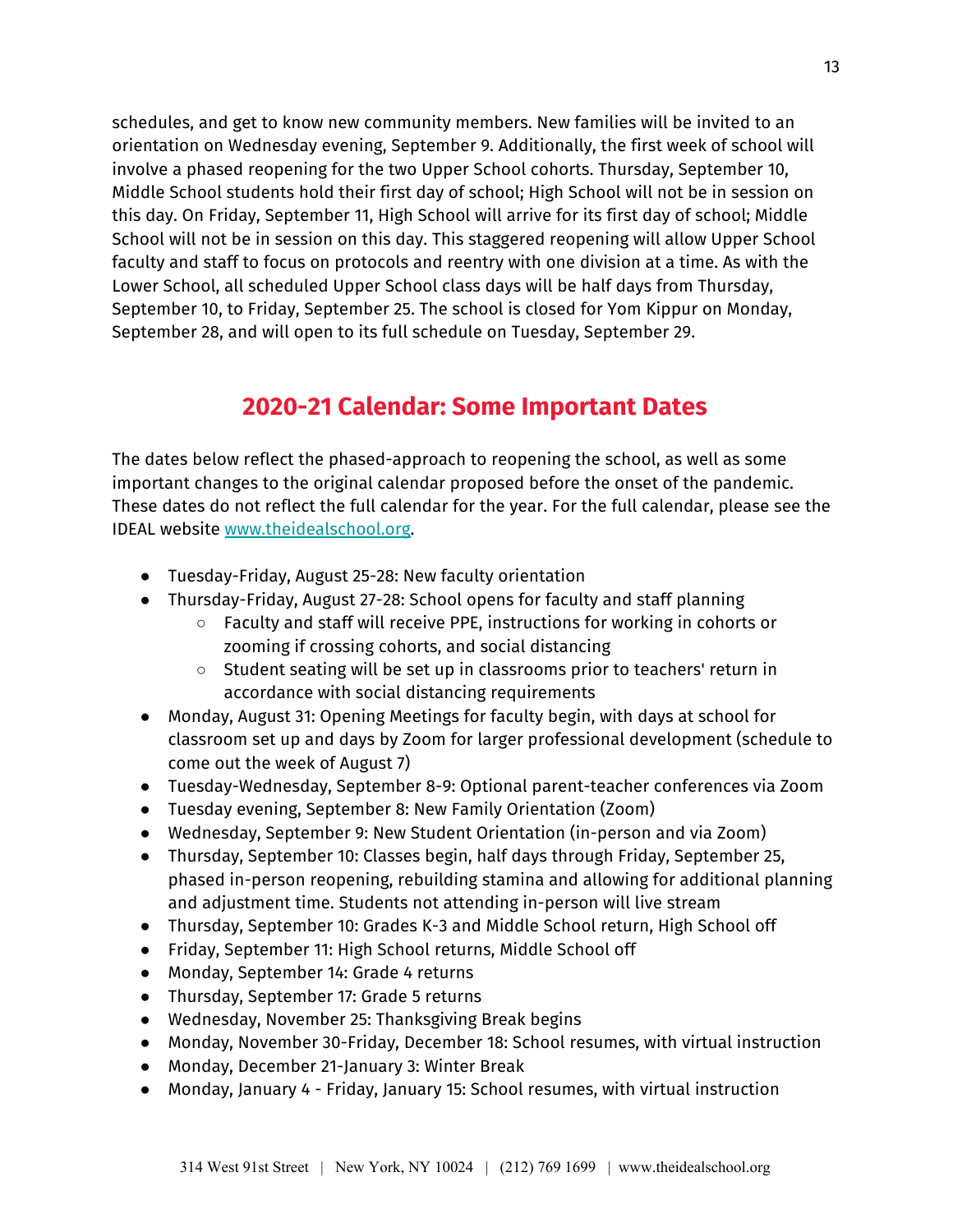schedules, and get to know new community members. New families will be invited to an orientation on Wednesday evening, September 9. Additionally, the first week of school will involve a phased reopening for the two Upper School cohorts. Thursday, September 10, Middle School students hold their first day of school; High School will not be in session on this day. On Friday, September 11, High School will arrive for its first day of school; Middle School will not be in session on this day. This staggered reopening will allow Upper School faculty and staff to focus on protocols and reentry with one division at a time. As with the Lower School, all scheduled Upper School class days will be half days from Thursday, September 10, to Friday, September 25. The school is closed for Yom Kippur on Monday, September 28, and will open to its full schedule on Tuesday, September 29.

## 2020-21 Calendar: Some Important Dates

The dates below reflect the phased-approach to reopening the school, as well as some important changes to the original calendar proposed before the onset of the pandemic. These dates do not reflect the full calendar for the year. For the full calendar, please see the IDEAL website [www.theidealschool.org](http://www.theidealschool.org).

- Tuesday-Friday, August 25-28: New faculty orientation
- Thursday-Friday, August 27-28: School opens for faculty and staff planning
  - Faculty and staff will receive PPE, instructions for working in cohorts or zooming if crossing cohorts, and social distancing
  - Student seating will be set up in classrooms prior to teachers' return in accordance with social distancing requirements
- Monday, August 31: Opening Meetings for faculty begin, with days at school for classroom set up and days by Zoom for larger professional development (schedule to come out the week of August 7)
- Tuesday-Wednesday, September 8-9: Optional parent-teacher conferences via Zoom
- Tuesday evening, September 8: New Family Orientation (Zoom)
- Wednesday, September 9: New Student Orientation (in-person and via Zoom)
- Thursday, September 10: Classes begin, half days through Friday, September 25, phased in-person reopening, rebuilding stamina and allowing for additional planning and adjustment time. Students not attending in-person will live stream
- Thursday, September 10: Grades K-3 and Middle School return, High School off
- Friday, September 11: High School returns, Middle School off
- Monday, September 14: Grade 4 returns
- Thursday, September 17: Grade 5 returns
- Wednesday, November 25: Thanksgiving Break begins
- Monday, November 30-Friday, December 18: School resumes, with virtual instruction
- Monday, December 21-January 3: Winter Break
- Monday, January 4 - Friday, January 15: School resumes, with virtual instruction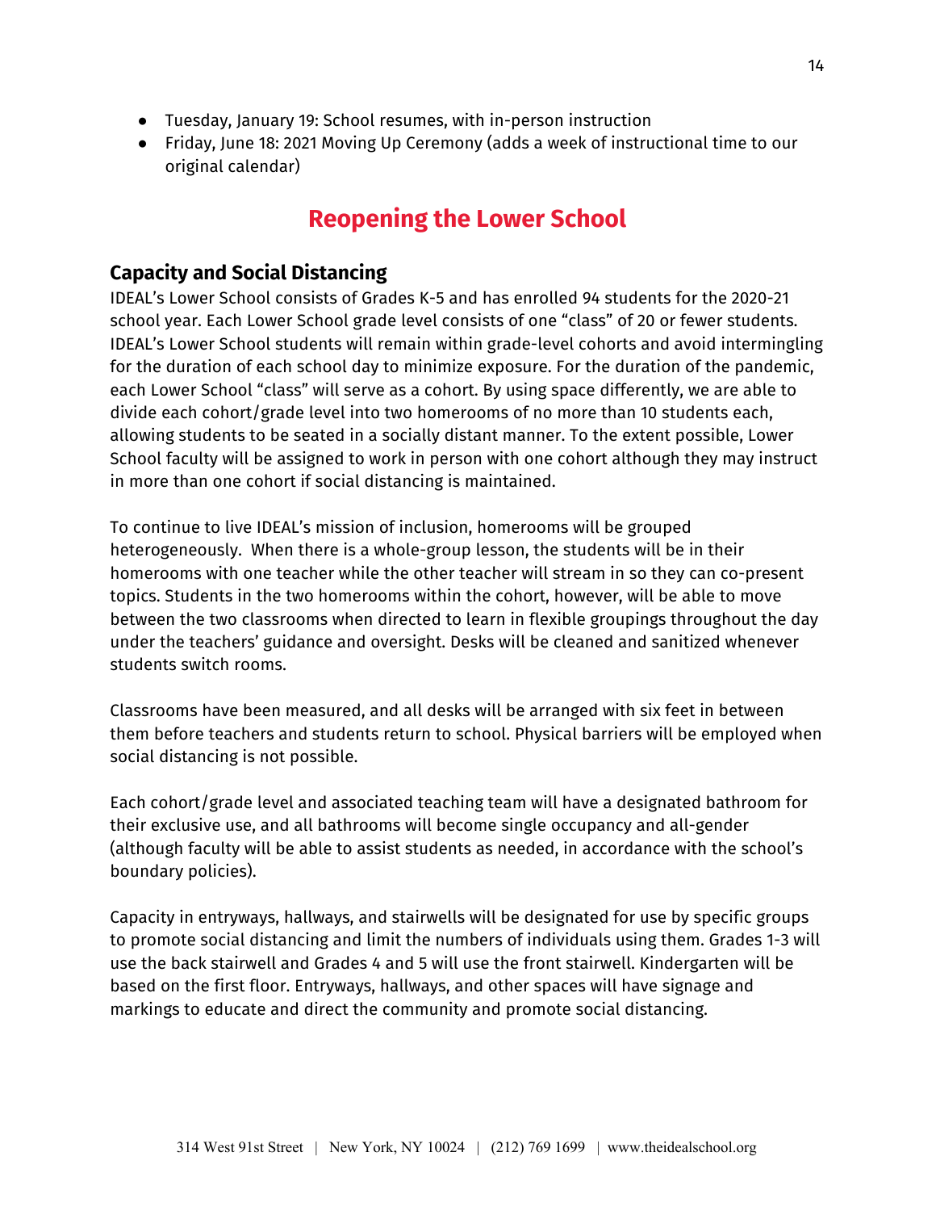- Tuesday, January 19: School resumes, with in-person instruction
- Friday, June 18: 2021 Moving Up Ceremony (adds a week of instructional time to our original calendar)

# Reopening the Lower School

## Capacity and Social Distancing

IDEAL's Lower School consists of Grades K-5 and has enrolled 94 students for the 2020-21 school year. Each Lower School grade level consists of one "class" of 20 or fewer students. IDEAL's Lower School students will remain within grade-level cohorts and avoid intermingling for the duration of each school day to minimize exposure. For the duration of the pandemic, each Lower School "class" will serve as a cohort. By using space differently, we are able to divide each cohort/grade level into two homerooms of no more than 10 students each, allowing students to be seated in a socially distant manner. To the extent possible, Lower School faculty will be assigned to work in person with one cohort although they may instruct in more than one cohort if social distancing is maintained.

To continue to live IDEAL's mission of inclusion, homerooms will be grouped heterogeneously. When there is a whole-group lesson, the students will be in their homerooms with one teacher while the other teacher will stream in so they can co-present topics. Students in the two homerooms within the cohort, however, will be able to move between the two classrooms when directed to learn in flexible groupings throughout the day under the teachers' guidance and oversight. Desks will be cleaned and sanitized whenever students switch rooms.

Classrooms have been measured, and all desks will be arranged with six feet in between them before teachers and students return to school. Physical barriers will be employed when social distancing is not possible.

Each cohort/grade level and associated teaching team will have a designated bathroom for their exclusive use, and all bathrooms will become single occupancy and all-gender (although faculty will be able to assist students as needed, in accordance with the school's boundary policies).

Capacity in entryways, hallways, and stairwells will be designated for use by specific groups to promote social distancing and limit the numbers of individuals using them. Grades 1-3 will use the back stairwell and Grades 4 and 5 will use the front stairwell. Kindergarten will be based on the first floor. Entryways, hallways, and other spaces will have signage and markings to educate and direct the community and promote social distancing.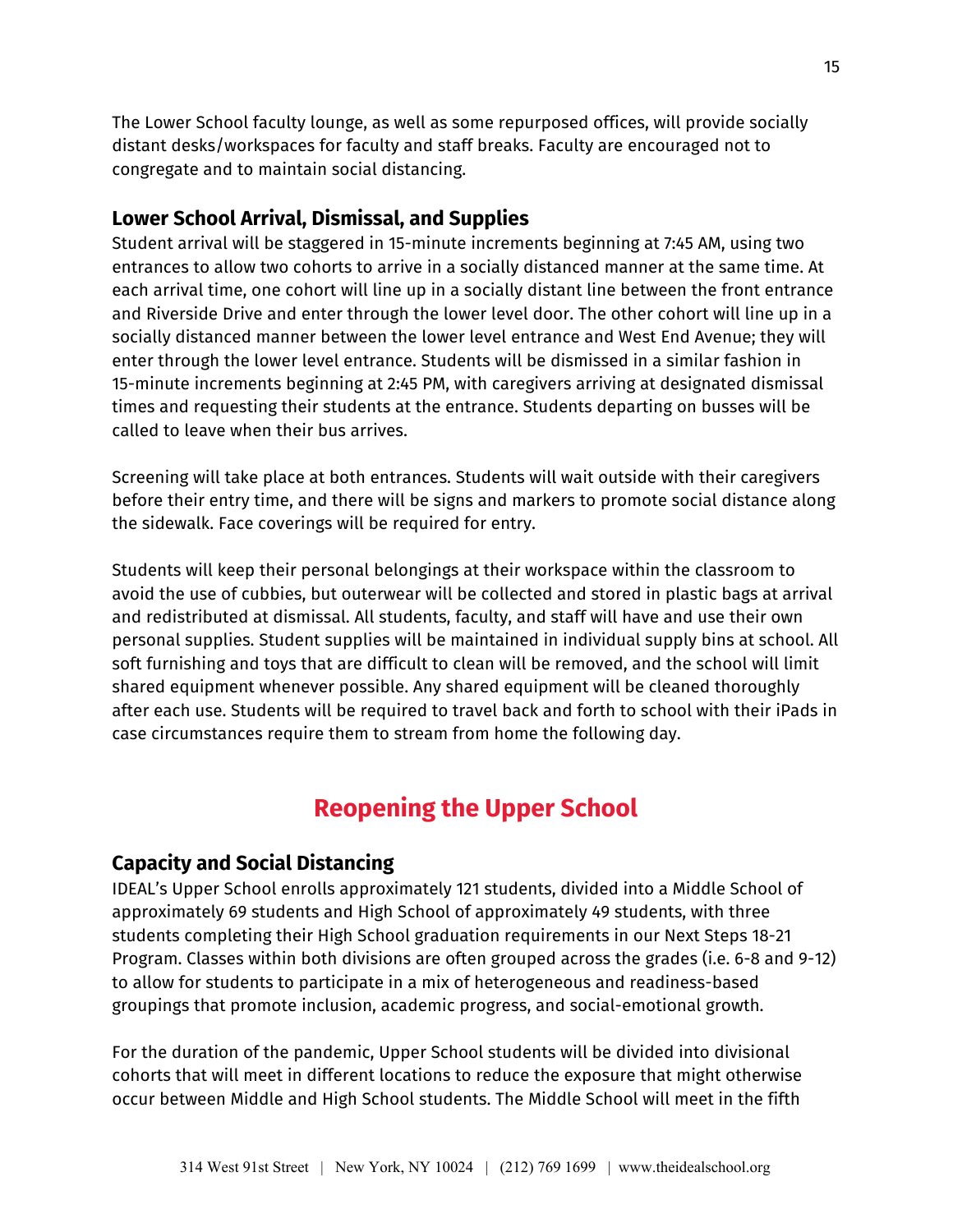The Lower School faculty lounge, as well as some repurposed offices, will provide socially distant desks/workspaces for faculty and staff breaks. Faculty are encouraged not to congregate and to maintain social distancing.

### Lower School Arrival, Dismissal, and Supplies

Student arrival will be staggered in 15-minute increments beginning at 7:45 AM, using two entrances to allow two cohorts to arrive in a socially distanced manner at the same time. At each arrival time, one cohort will line up in a socially distant line between the front entrance and Riverside Drive and enter through the lower level door. The other cohort will line up in a socially distanced manner between the lower level entrance and West End Avenue; they will enter through the lower level entrance. Students will be dismissed in a similar fashion in 15-minute increments beginning at 2:45 PM, with caregivers arriving at designated dismissal times and requesting their students at the entrance. Students departing on busses will be called to leave when their bus arrives.

Screening will take place at both entrances. Students will wait outside with their caregivers before their entry time, and there will be signs and markers to promote social distance along the sidewalk. Face coverings will be required for entry.

Students will keep their personal belongings at their workspace within the classroom to avoid the use of cubbies, but outerwear will be collected and stored in plastic bags at arrival and redistributed at dismissal. All students, faculty, and staff will have and use their own personal supplies. Student supplies will be maintained in individual supply bins at school. All soft furnishing and toys that are difficult to clean will be removed, and the school will limit shared equipment whenever possible. Any shared equipment will be cleaned thoroughly after each use. Students will be required to travel back and forth to school with their iPads in case circumstances require them to stream from home the following day.

## Reopening the Upper School

### Capacity and Social Distancing

IDEAL's Upper School enrolls approximately 121 students, divided into a Middle School of approximately 69 students and High School of approximately 49 students, with three students completing their High School graduation requirements in our Next Steps 18-21 Program. Classes within both divisions are often grouped across the grades (i.e. 6-8 and 9-12) to allow for students to participate in a mix of heterogeneous and readiness-based groupings that promote inclusion, academic progress, and social-emotional growth.

For the duration of the pandemic, Upper School students will be divided into divisional cohorts that will meet in different locations to reduce the exposure that might otherwise occur between Middle and High School students. The Middle School will meet in the fifth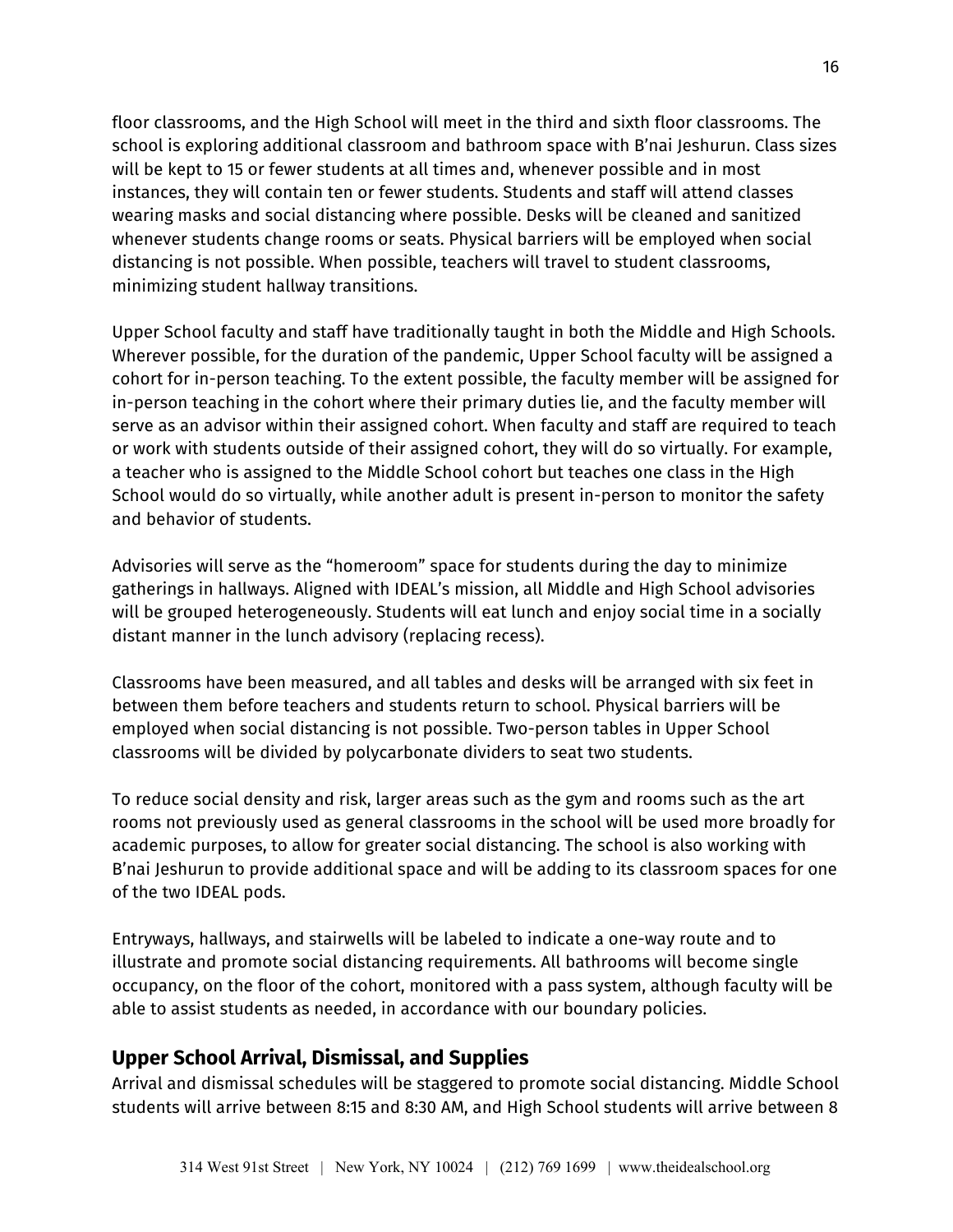floor classrooms, and the High School will meet in the third and sixth floor classrooms. The school is exploring additional classroom and bathroom space with B'nai Jeshurun. Class sizes will be kept to 15 or fewer students at all times and, whenever possible and in most instances, they will contain ten or fewer students. Students and staff will attend classes wearing masks and social distancing where possible. Desks will be cleaned and sanitized whenever students change rooms or seats. Physical barriers will be employed when social distancing is not possible. When possible, teachers will travel to student classrooms, minimizing student hallway transitions.

Upper School faculty and staff have traditionally taught in both the Middle and High Schools. Wherever possible, for the duration of the pandemic, Upper School faculty will be assigned a cohort for in-person teaching. To the extent possible, the faculty member will be assigned for in-person teaching in the cohort where their primary duties lie, and the faculty member will serve as an advisor within their assigned cohort. When faculty and staff are required to teach or work with students outside of their assigned cohort, they will do so virtually. For example, a teacher who is assigned to the Middle School cohort but teaches one class in the High School would do so virtually, while another adult is present in-person to monitor the safety and behavior of students.

Advisories will serve as the "homeroom" space for students during the day to minimize gatherings in hallways. Aligned with IDEAL's mission, all Middle and High School advisories will be grouped heterogeneously. Students will eat lunch and enjoy social time in a socially distant manner in the lunch advisory (replacing recess).

Classrooms have been measured, and all tables and desks will be arranged with six feet in between them before teachers and students return to school. Physical barriers will be employed when social distancing is not possible. Two-person tables in Upper School classrooms will be divided by polycarbonate dividers to seat two students.

To reduce social density and risk, larger areas such as the gym and rooms such as the art rooms not previously used as general classrooms in the school will be used more broadly for academic purposes, to allow for greater social distancing. The school is also working with B'nai Jeshurun to provide additional space and will be adding to its classroom spaces for one of the two IDEAL pods.

Entryways, hallways, and stairwells will be labeled to indicate a one-way route and to illustrate and promote social distancing requirements. All bathrooms will become single occupancy, on the floor of the cohort, monitored with a pass system, although faculty will be able to assist students as needed, in accordance with our boundary policies.

## Upper School Arrival, Dismissal, and Supplies

Arrival and dismissal schedules will be staggered to promote social distancing. Middle School students will arrive between 8:15 and 8:30 AM, and High School students will arrive between 8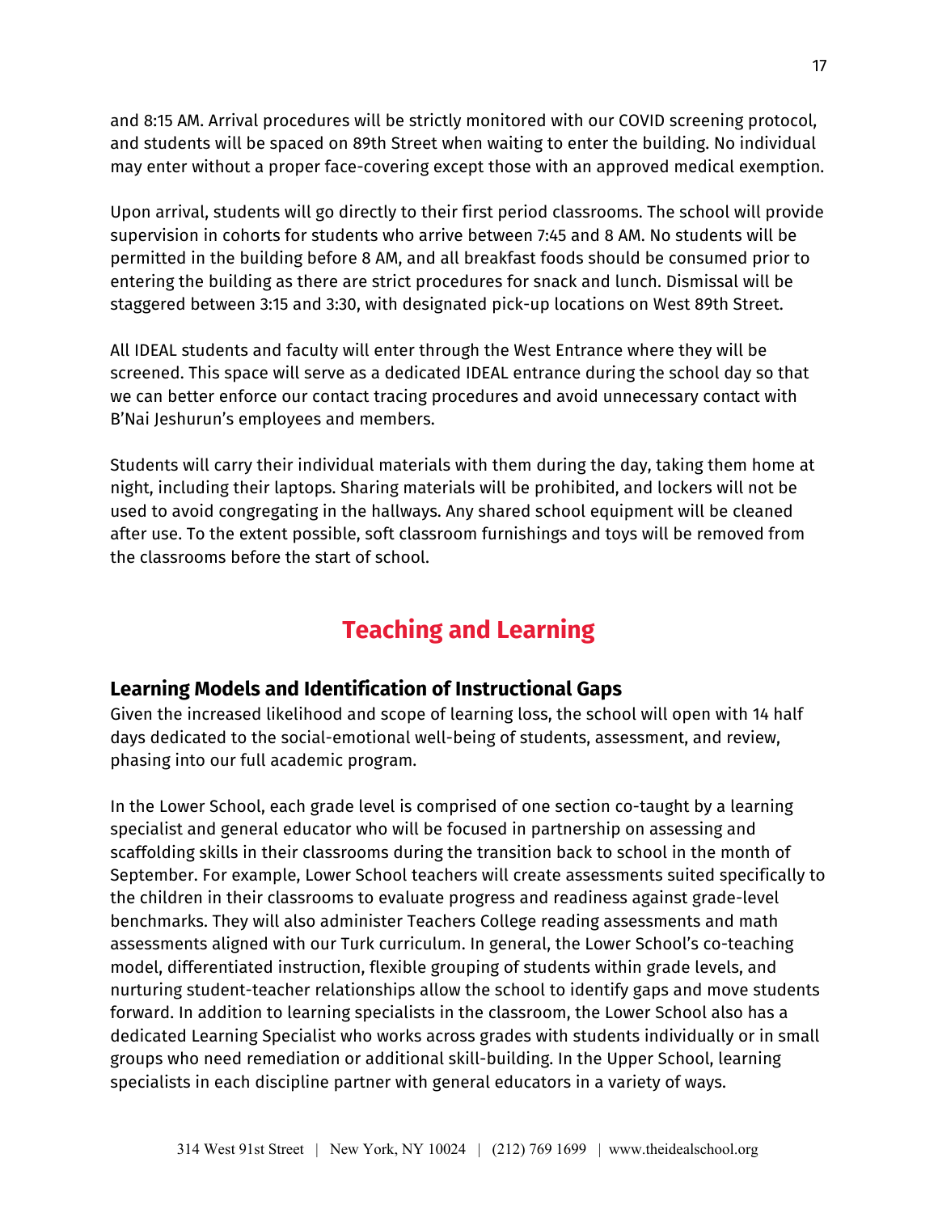and 8:15 AM. Arrival procedures will be strictly monitored with our COVID screening protocol, and students will be spaced on 89th Street when waiting to enter the building. No individual may enter without a proper face-covering except those with an approved medical exemption.

Upon arrival, students will go directly to their first period classrooms. The school will provide supervision in cohorts for students who arrive between 7:45 and 8 AM. No students will be permitted in the building before 8 AM, and all breakfast foods should be consumed prior to entering the building as there are strict procedures for snack and lunch. Dismissal will be staggered between 3:15 and 3:30, with designated pick-up locations on West 89th Street.

All IDEAL students and faculty will enter through the West Entrance where they will be screened. This space will serve as a dedicated IDEAL entrance during the school day so that we can better enforce our contact tracing procedures and avoid unnecessary contact with B'Nai Jeshurun's employees and members.

Students will carry their individual materials with them during the day, taking them home at night, including their laptops. Sharing materials will be prohibited, and lockers will not be used to avoid congregating in the hallways. Any shared school equipment will be cleaned after use. To the extent possible, soft classroom furnishings and toys will be removed from the classrooms before the start of school.

# Teaching and Learning

## Learning Models and Identification of Instructional Gaps

Given the increased likelihood and scope of learning loss, the school will open with 14 half days dedicated to the social-emotional well-being of students, assessment, and review, phasing into our full academic program.

In the Lower School, each grade level is comprised of one section co-taught by a learning specialist and general educator who will be focused in partnership on assessing and scaffolding skills in their classrooms during the transition back to school in the month of September. For example, Lower School teachers will create assessments suited specifically to the children in their classrooms to evaluate progress and readiness against grade-level benchmarks. They will also administer Teachers College reading assessments and math assessments aligned with our Turk curriculum. In general, the Lower School's co-teaching model, differentiated instruction, flexible grouping of students within grade levels, and nurturing student-teacher relationships allow the school to identify gaps and move students forward. In addition to learning specialists in the classroom, the Lower School also has a dedicated Learning Specialist who works across grades with students individually or in small groups who need remediation or additional skill-building. In the Upper School, learning specialists in each discipline partner with general educators in a variety of ways.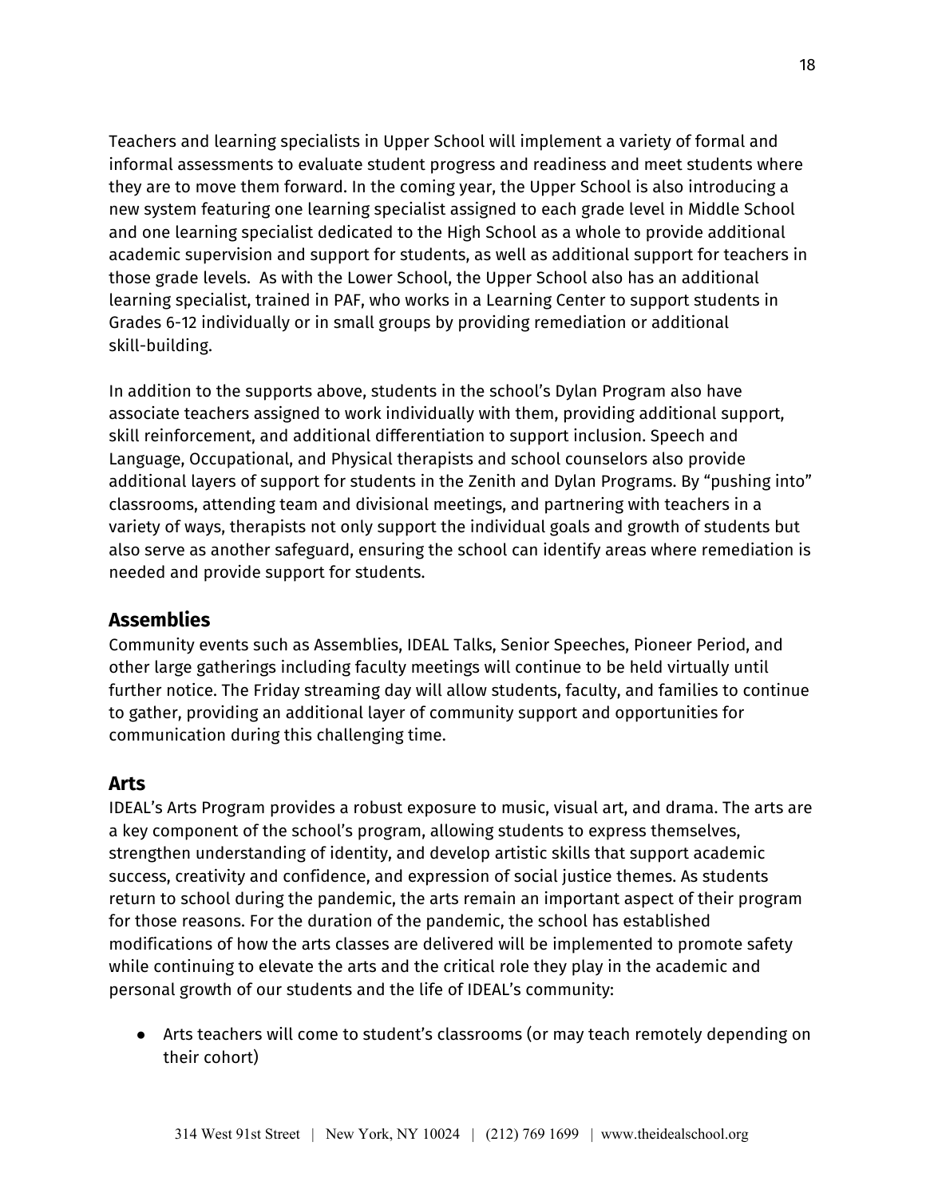Teachers and learning specialists in Upper School will implement a variety of formal and informal assessments to evaluate student progress and readiness and meet students where they are to move them forward. In the coming year, the Upper School is also introducing a new system featuring one learning specialist assigned to each grade level in Middle School and one learning specialist dedicated to the High School as a whole to provide additional academic supervision and support for students, as well as additional support for teachers in those grade levels. As with the Lower School, the Upper School also has an additional learning specialist, trained in PAF, who works in a Learning Center to support students in Grades 6-12 individually or in small groups by providing remediation or additional skill-building.

In addition to the supports above, students in the school's Dylan Program also have associate teachers assigned to work individually with them, providing additional support, skill reinforcement, and additional differentiation to support inclusion. Speech and Language, Occupational, and Physical therapists and school counselors also provide additional layers of support for students in the Zenith and Dylan Programs. By "pushing into" classrooms, attending team and divisional meetings, and partnering with teachers in a variety of ways, therapists not only support the individual goals and growth of students but also serve as another safeguard, ensuring the school can identify areas where remediation is needed and provide support for students.

## Assemblies

Community events such as Assemblies, IDEAL Talks, Senior Speeches, Pioneer Period, and other large gatherings including faculty meetings will continue to be held virtually until further notice. The Friday streaming day will allow students, faculty, and families to continue to gather, providing an additional layer of community support and opportunities for communication during this challenging time.

## Arts

IDEAL's Arts Program provides a robust exposure to music, visual art, and drama. The arts are a key component of the school's program, allowing students to express themselves, strengthen understanding of identity, and develop artistic skills that support academic success, creativity and confidence, and expression of social justice themes. As students return to school during the pandemic, the arts remain an important aspect of their program for those reasons. For the duration of the pandemic, the school has established modifications of how the arts classes are delivered will be implemented to promote safety while continuing to elevate the arts and the critical role they play in the academic and personal growth of our students and the life of IDEAL's community:

- Arts teachers will come to student's classrooms (or may teach remotely depending on their cohort)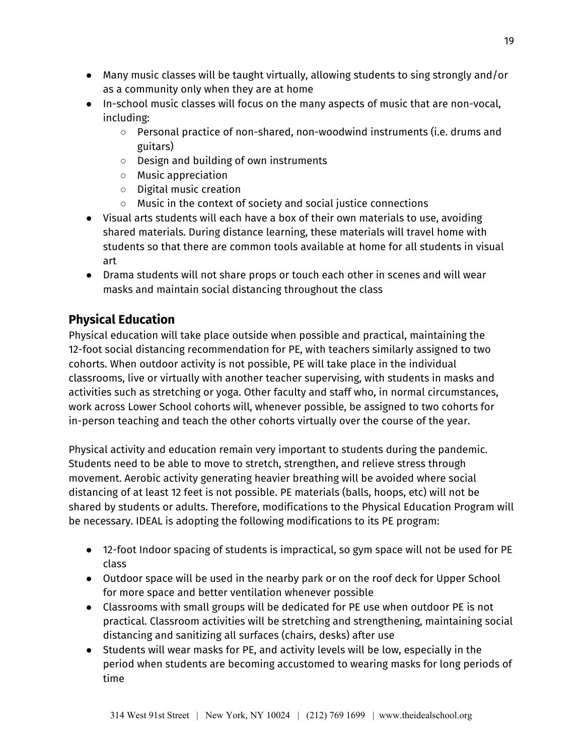- Many music classes will be taught virtually, allowing students to sing strongly and/or as a community only when they are at home
- In-school music classes will focus on the many aspects of music that are non-vocal, including:
    - Personal practice of non-shared, non-woodwind instruments (i.e. drums and guitars)
    - Design and building of own instruments
    - Music appreciation
    - Digital music creation
    - Music in the context of society and social justice connections
- Visual arts students will each have a box of their own materials to use, avoiding shared materials. During distance learning, these materials will travel home with students so that there are common tools available at home for all students in visual art
- Drama students will not share props or touch each other in scenes and will wear masks and maintain social distancing throughout the class

## Physical Education

Physical education will take place outside when possible and practical, maintaining the 12-foot social distancing recommendation for PE, with teachers similarly assigned to two cohorts. When outdoor activity is not possible, PE will take place in the individual classrooms, live or virtually with another teacher supervising, with students in masks and activities such as stretching or yoga. Other faculty and staff who, in normal circumstances, work across Lower School cohorts will, whenever possible, be assigned to two cohorts for in-person teaching and teach the other cohorts virtually over the course of the year.

Physical activity and education remain very important to students during the pandemic. Students need to be able to move to stretch, strengthen, and relieve stress through movement. Aerobic activity generating heavier breathing will be avoided where social distancing of at least 12 feet is not possible. PE materials (balls, hoops, etc) will not be shared by students or adults. Therefore, modifications to the Physical Education Program will be necessary. IDEAL is adopting the following modifications to its PE program:

- 12-foot Indoor spacing of students is impractical, so gym space will not be used for PE class
- Outdoor space will be used in the nearby park or on the roof deck for Upper School for more space and better ventilation whenever possible
- Classrooms with small groups will be dedicated for PE use when outdoor PE is not practical. Classroom activities will be stretching and strengthening, maintaining social distancing and sanitizing all surfaces (chairs, desks) after use
- Students will wear masks for PE, and activity levels will be low, especially in the period when students are becoming accustomed to wearing masks for long periods of time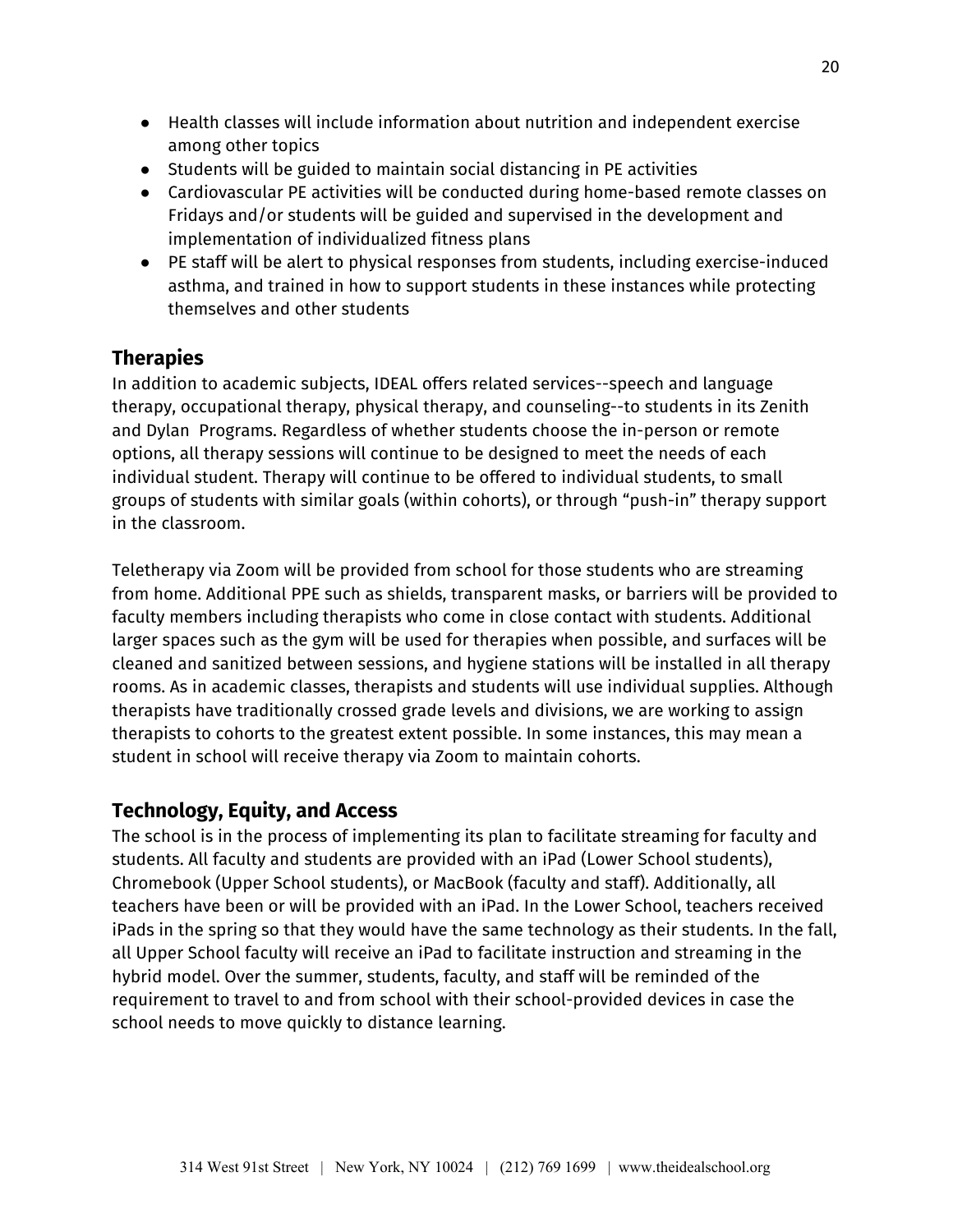- Health classes will include information about nutrition and independent exercise among other topics
- Students will be guided to maintain social distancing in PE activities
- Cardiovascular PE activities will be conducted during home-based remote classes on Fridays and/or students will be guided and supervised in the development and implementation of individualized fitness plans
- PE staff will be alert to physical responses from students, including exercise-induced asthma, and trained in how to support students in these instances while protecting themselves and other students

## Therapies

In addition to academic subjects, IDEAL offers related services--speech and language therapy, occupational therapy, physical therapy, and counseling--to students in its Zenith and Dylan Programs. Regardless of whether students choose the in-person or remote options, all therapy sessions will continue to be designed to meet the needs of each individual student. Therapy will continue to be offered to individual students, to small groups of students with similar goals (within cohorts), or through "push-in" therapy support in the classroom.

Teletherapy via Zoom will be provided from school for those students who are streaming from home. Additional PPE such as shields, transparent masks, or barriers will be provided to faculty members including therapists who come in close contact with students. Additional larger spaces such as the gym will be used for therapies when possible, and surfaces will be cleaned and sanitized between sessions, and hygiene stations will be installed in all therapy rooms. As in academic classes, therapists and students will use individual supplies. Although therapists have traditionally crossed grade levels and divisions, we are working to assign therapists to cohorts to the greatest extent possible. In some instances, this may mean a student in school will receive therapy via Zoom to maintain cohorts.

## Technology, Equity, and Access

The school is in the process of implementing its plan to facilitate streaming for faculty and students. All faculty and students are provided with an iPad (Lower School students), Chromebook (Upper School students), or MacBook (faculty and staff). Additionally, all teachers have been or will be provided with an iPad. In the Lower School, teachers received iPads in the spring so that they would have the same technology as their students. In the fall, all Upper School faculty will receive an iPad to facilitate instruction and streaming in the hybrid model. Over the summer, students, faculty, and staff will be reminded of the requirement to travel to and from school with their school-provided devices in case the school needs to move quickly to distance learning.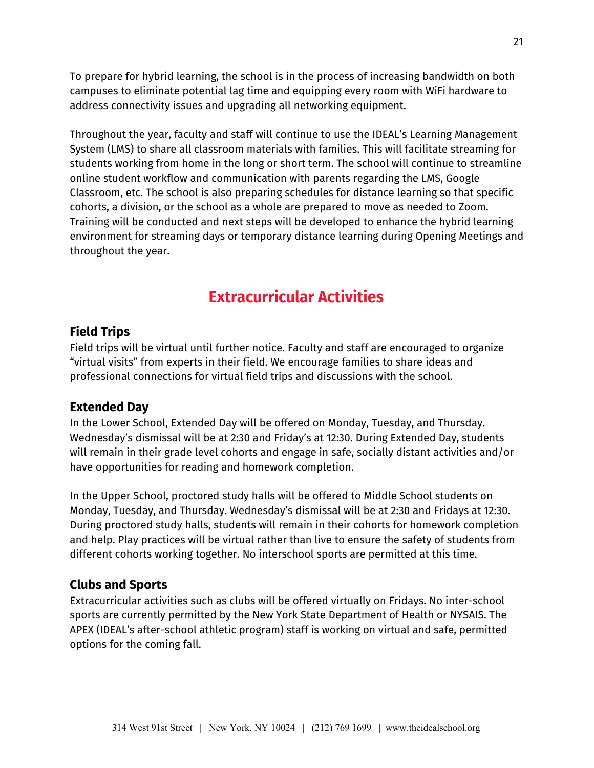To prepare for hybrid learning, the school is in the process of increasing bandwidth on both campuses to eliminate potential lag time and equipping every room with WiFi hardware to address connectivity issues and upgrading all networking equipment.

Throughout the year, faculty and staff will continue to use the IDEAL's Learning Management System (LMS) to share all classroom materials with families. This will facilitate streaming for students working from home in the long or short term. The school will continue to streamline online student workflow and communication with parents regarding the LMS, Google Classroom, etc. The school is also preparing schedules for distance learning so that specific cohorts, a division, or the school as a whole are prepared to move as needed to Zoom. Training will be conducted and next steps will be developed to enhance the hybrid learning environment for streaming days or temporary distance learning during Opening Meetings and throughout the year.

# Extracurricular Activities

## Field Trips

Field trips will be virtual until further notice. Faculty and staff are encouraged to organize "virtual visits" from experts in their field. We encourage families to share ideas and professional connections for virtual field trips and discussions with the school.

## Extended Day

In the Lower School, Extended Day will be offered on Monday, Tuesday, and Thursday. Wednesday's dismissal will be at 2:30 and Friday's at 12:30. During Extended Day, students will remain in their grade level cohorts and engage in safe, socially distant activities and/or have opportunities for reading and homework completion.

In the Upper School, proctored study halls will be offered to Middle School students on Monday, Tuesday, and Thursday. Wednesday's dismissal will be at 2:30 and Fridays at 12:30. During proctored study halls, students will remain in their cohorts for homework completion and help. Play practices will be virtual rather than live to ensure the safety of students from different cohorts working together. No interschool sports are permitted at this time.

## Clubs and Sports

Extracurricular activities such as clubs will be offered virtually on Fridays. No inter-school sports are currently permitted by the New York State Department of Health or NYSAIS. The APEX (IDEAL's after-school athletic program) staff is working on virtual and safe, permitted options for the coming fall.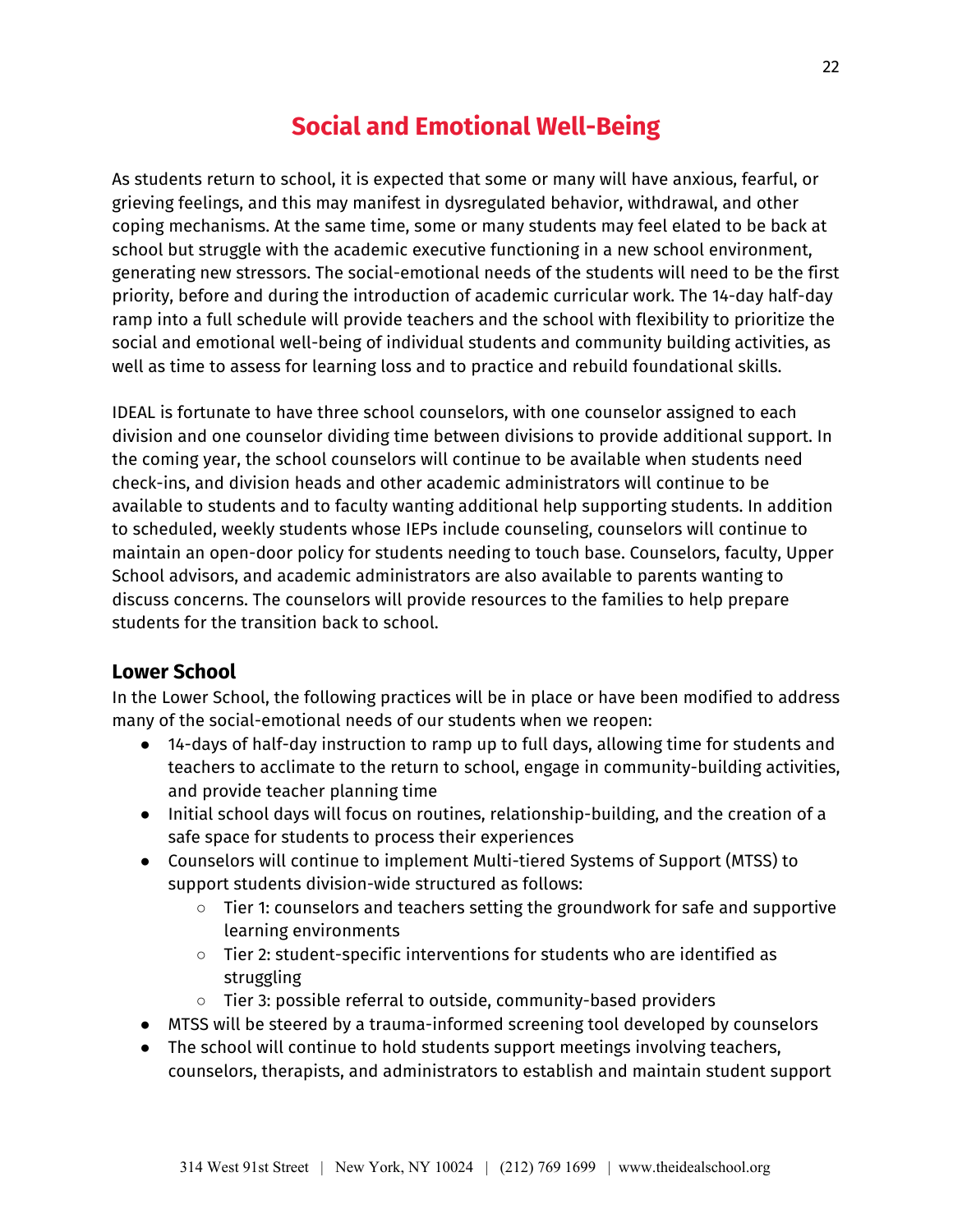# Social and Emotional Well-Being

As students return to school, it is expected that some or many will have anxious, fearful, or grieving feelings, and this may manifest in dysregulated behavior, withdrawal, and other coping mechanisms. At the same time, some or many students may feel elated to be back at school but struggle with the academic executive functioning in a new school environment, generating new stressors. The social-emotional needs of the students will need to be the first priority, before and during the introduction of academic curricular work. The 14-day half-day ramp into a full schedule will provide teachers and the school with flexibility to prioritize the social and emotional well-being of individual students and community building activities, as well as time to assess for learning loss and to practice and rebuild foundational skills.

IDEAL is fortunate to have three school counselors, with one counselor assigned to each division and one counselor dividing time between divisions to provide additional support. In the coming year, the school counselors will continue to be available when students need check-ins, and division heads and other academic administrators will continue to be available to students and to faculty wanting additional help supporting students. In addition to scheduled, weekly students whose IEPs include counseling, counselors will continue to maintain an open-door policy for students needing to touch base. Counselors, faculty, Upper School advisors, and academic administrators are also available to parents wanting to discuss concerns. The counselors will provide resources to the families to help prepare students for the transition back to school.

## Lower School

In the Lower School, the following practices will be in place or have been modified to address many of the social-emotional needs of our students when we reopen:

- 14-days of half-day instruction to ramp up to full days, allowing time for students and teachers to acclimate to the return to school, engage in community-building activities, and provide teacher planning time
- Initial school days will focus on routines, relationship-building, and the creation of a safe space for students to process their experiences
- Counselors will continue to implement Multi-tiered Systems of Support (MTSS) to support students division-wide structured as follows:
    - Tier 1: counselors and teachers setting the groundwork for safe and supportive learning environments
    - Tier 2: student-specific interventions for students who are identified as struggling
    - Tier 3: possible referral to outside, community-based providers
- MTSS will be steered by a trauma-informed screening tool developed by counselors
- The school will continue to hold students support meetings involving teachers, counselors, therapists, and administrators to establish and maintain student support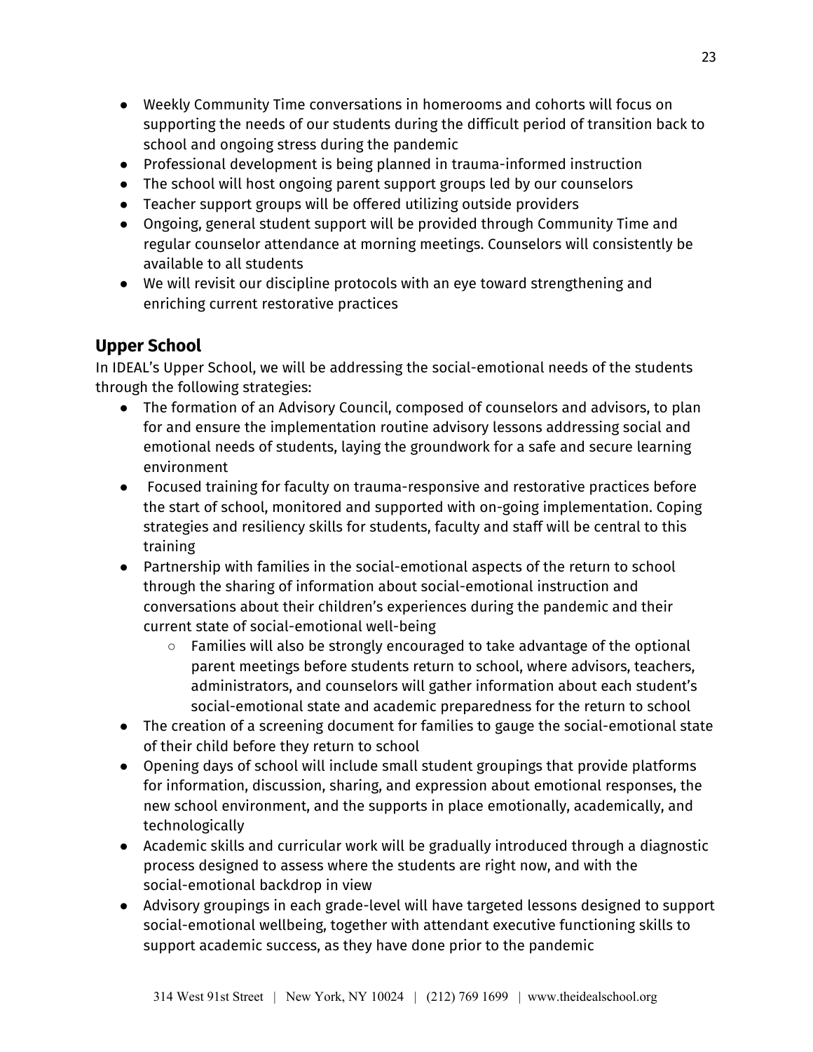- Weekly Community Time conversations in homerooms and cohorts will focus on supporting the needs of our students during the difficult period of transition back to school and ongoing stress during the pandemic
- Professional development is being planned in trauma-informed instruction
- The school will host ongoing parent support groups led by our counselors
- Teacher support groups will be offered utilizing outside providers
- Ongoing, general student support will be provided through Community Time and regular counselor attendance at morning meetings. Counselors will consistently be available to all students
- We will revisit our discipline protocols with an eye toward strengthening and enriching current restorative practices

## Upper School

In IDEAL's Upper School, we will be addressing the social-emotional needs of the students through the following strategies:

- The formation of an Advisory Council, composed of counselors and advisors, to plan for and ensure the implementation routine advisory lessons addressing social and emotional needs of students, laying the groundwork for a safe and secure learning environment
- Focused training for faculty on trauma-responsive and restorative practices before the start of school, monitored and supported with on-going implementation. Coping strategies and resiliency skills for students, faculty and staff will be central to this training
- Partnership with families in the social-emotional aspects of the return to school through the sharing of information about social-emotional instruction and conversations about their children's experiences during the pandemic and their current state of social-emotional well-being
  - Families will also be strongly encouraged to take advantage of the optional parent meetings before students return to school, where advisors, teachers, administrators, and counselors will gather information about each student's social-emotional state and academic preparedness for the return to school
- The creation of a screening document for families to gauge the social-emotional state of their child before they return to school
- Opening days of school will include small student groupings that provide platforms for information, discussion, sharing, and expression about emotional responses, the new school environment, and the supports in place emotionally, academically, and technologically
- Academic skills and curricular work will be gradually introduced through a diagnostic process designed to assess where the students are right now, and with the social-emotional backdrop in view
- Advisory groupings in each grade-level will have targeted lessons designed to support social-emotional wellbeing, together with attendant executive functioning skills to support academic success, as they have done prior to the pandemic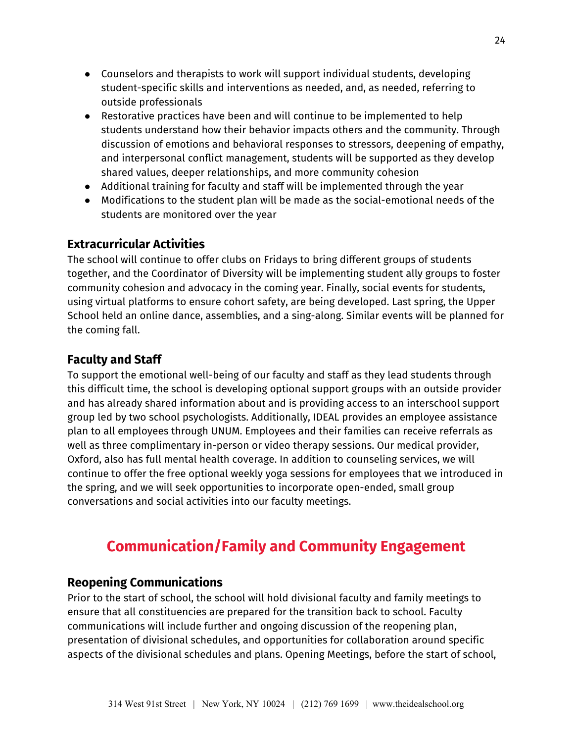- Counselors and therapists to work will support individual students, developing student-specific skills and interventions as needed, and, as needed, referring to outside professionals
- Restorative practices have been and will continue to be implemented to help students understand how their behavior impacts others and the community. Through discussion of emotions and behavioral responses to stressors, deepening of empathy, and interpersonal conflict management, students will be supported as they develop shared values, deeper relationships, and more community cohesion
- Additional training for faculty and staff will be implemented through the year
- Modifications to the student plan will be made as the social-emotional needs of the students are monitored over the year

### Extracurricular Activities

The school will continue to offer clubs on Fridays to bring different groups of students together, and the Coordinator of Diversity will be implementing student ally groups to foster community cohesion and advocacy in the coming year. Finally, social events for students, using virtual platforms to ensure cohort safety, are being developed. Last spring, the Upper School held an online dance, assemblies, and a sing-along. Similar events will be planned for the coming fall.

### Faculty and Staff

To support the emotional well-being of our faculty and staff as they lead students through this difficult time, the school is developing optional support groups with an outside provider and has already shared information about and is providing access to an interschool support group led by two school psychologists. Additionally, IDEAL provides an employee assistance plan to all employees through UNUM. Employees and their families can receive referrals as well as three complimentary in-person or video therapy sessions. Our medical provider, Oxford, also has full mental health coverage. In addition to counseling services, we will continue to offer the free optional weekly yoga sessions for employees that we introduced in the spring, and we will seek opportunities to incorporate open-ended, small group conversations and social activities into our faculty meetings.

## Communication/Family and Community Engagement

### Reopening Communications

Prior to the start of school, the school will hold divisional faculty and family meetings to ensure that all constituencies are prepared for the transition back to school. Faculty communications will include further and ongoing discussion of the reopening plan, presentation of divisional schedules, and opportunities for collaboration around specific aspects of the divisional schedules and plans. Opening Meetings, before the start of school,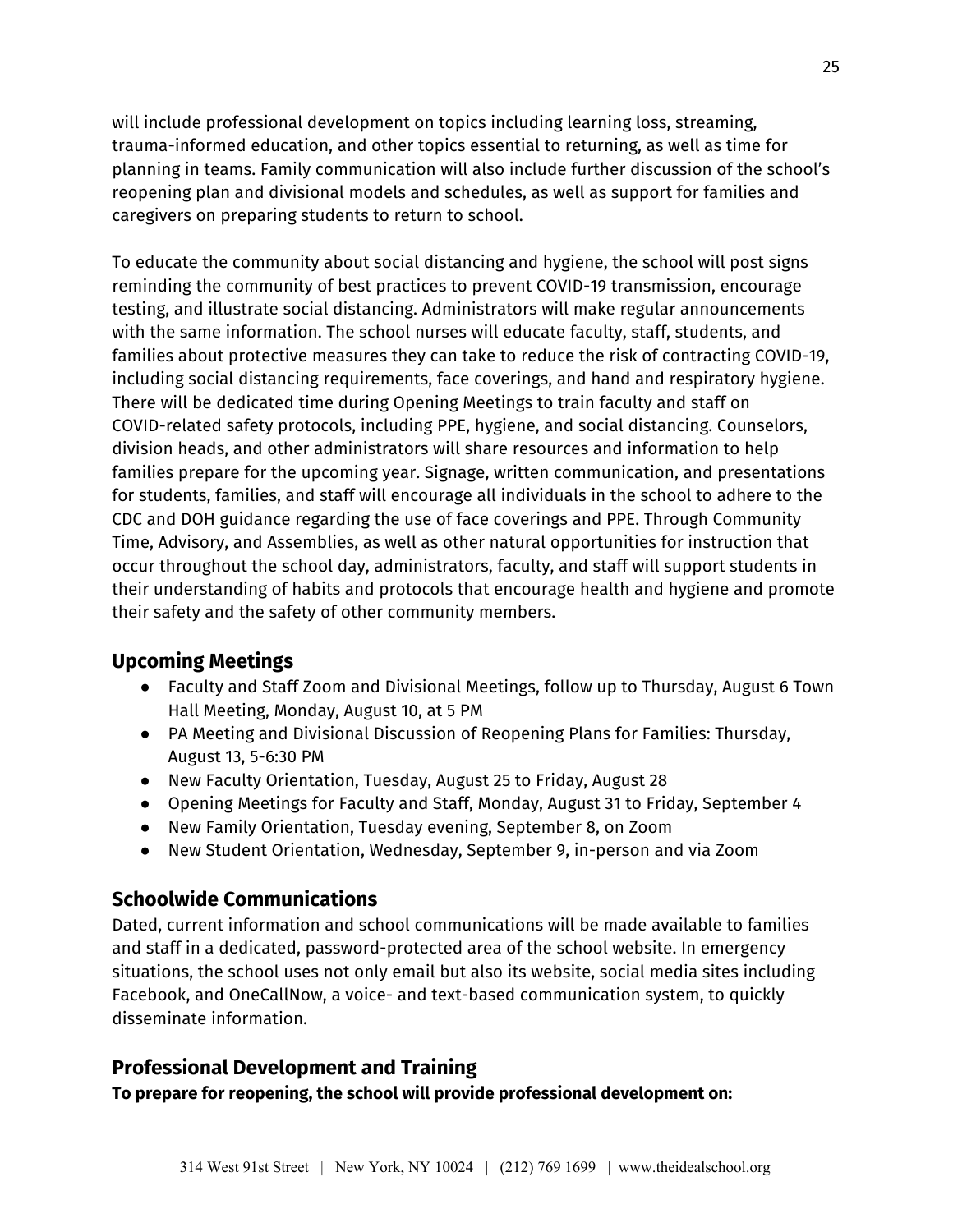will include professional development on topics including learning loss, streaming, trauma-informed education, and other topics essential to returning, as well as time for planning in teams. Family communication will also include further discussion of the school's reopening plan and divisional models and schedules, as well as support for families and caregivers on preparing students to return to school.

To educate the community about social distancing and hygiene, the school will post signs reminding the community of best practices to prevent COVID-19 transmission, encourage testing, and illustrate social distancing. Administrators will make regular announcements with the same information. The school nurses will educate faculty, staff, students, and families about protective measures they can take to reduce the risk of contracting COVID-19, including social distancing requirements, face coverings, and hand and respiratory hygiene. There will be dedicated time during Opening Meetings to train faculty and staff on COVID-related safety protocols, including PPE, hygiene, and social distancing. Counselors, division heads, and other administrators will share resources and information to help families prepare for the upcoming year. Signage, written communication, and presentations for students, families, and staff will encourage all individuals in the school to adhere to the CDC and DOH guidance regarding the use of face coverings and PPE. Through Community Time, Advisory, and Assemblies, as well as other natural opportunities for instruction that occur throughout the school day, administrators, faculty, and staff will support students in their understanding of habits and protocols that encourage health and hygiene and promote their safety and the safety of other community members.

## Upcoming Meetings

- Faculty and Staff Zoom and Divisional Meetings, follow up to Thursday, August 6 Town Hall Meeting, Monday, August 10, at 5 PM
- PA Meeting and Divisional Discussion of Reopening Plans for Families: Thursday, August 13, 5-6:30 PM
- New Faculty Orientation, Tuesday, August 25 to Friday, August 28
- Opening Meetings for Faculty and Staff, Monday, August 31 to Friday, September 4
- New Family Orientation, Tuesday evening, September 8, on Zoom
- New Student Orientation, Wednesday, September 9, in-person and via Zoom

## Schoolwide Communications

Dated, current information and school communications will be made available to families and staff in a dedicated, password-protected area of the school website. In emergency situations, the school uses not only email but also its website, social media sites including Facebook, and OneCallNow, a voice- and text-based communication system, to quickly disseminate information.

## Professional Development and Training

**To prepare for reopening, the school will provide professional development on:**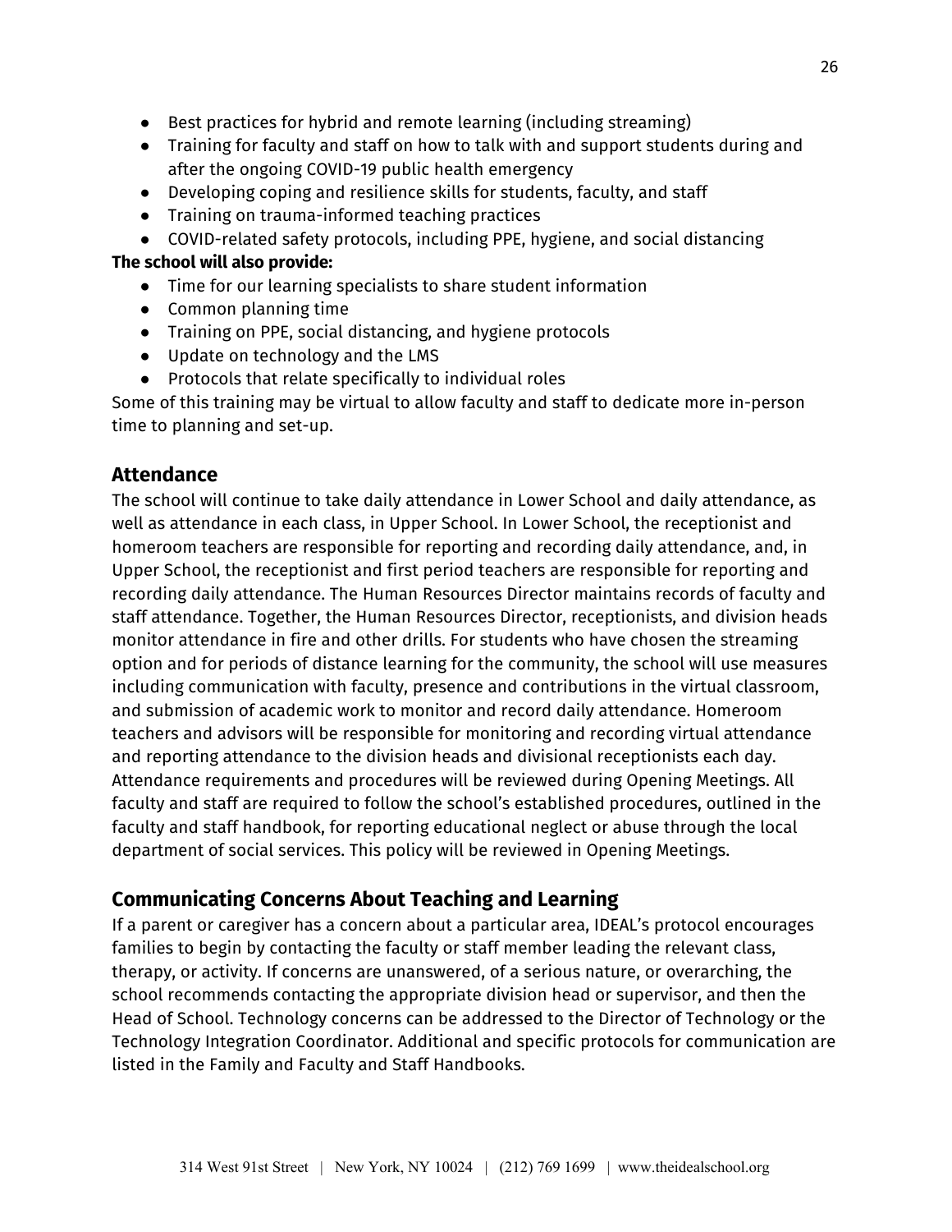- Best practices for hybrid and remote learning (including streaming)
- Training for faculty and staff on how to talk with and support students during and after the ongoing COVID-19 public health emergency
- Developing coping and resilience skills for students, faculty, and staff
- Training on trauma-informed teaching practices
- COVID-related safety protocols, including PPE, hygiene, and social distancing

**The school will also provide:**

- Time for our learning specialists to share student information
- Common planning time
- Training on PPE, social distancing, and hygiene protocols
- Update on technology and the LMS
- Protocols that relate specifically to individual roles

Some of this training may be virtual to allow faculty and staff to dedicate more in-person time to planning and set-up.

## Attendance

The school will continue to take daily attendance in Lower School and daily attendance, as well as attendance in each class, in Upper School. In Lower School, the receptionist and homeroom teachers are responsible for reporting and recording daily attendance, and, in Upper School, the receptionist and first period teachers are responsible for reporting and recording daily attendance. The Human Resources Director maintains records of faculty and staff attendance. Together, the Human Resources Director, receptionists, and division heads monitor attendance in fire and other drills. For students who have chosen the streaming option and for periods of distance learning for the community, the school will use measures including communication with faculty, presence and contributions in the virtual classroom, and submission of academic work to monitor and record daily attendance. Homeroom teachers and advisors will be responsible for monitoring and recording virtual attendance and reporting attendance to the division heads and divisional receptionists each day. Attendance requirements and procedures will be reviewed during Opening Meetings. All faculty and staff are required to follow the school's established procedures, outlined in the faculty and staff handbook, for reporting educational neglect or abuse through the local department of social services. This policy will be reviewed in Opening Meetings.

## Communicating Concerns About Teaching and Learning

If a parent or caregiver has a concern about a particular area, IDEAL's protocol encourages families to begin by contacting the faculty or staff member leading the relevant class, therapy, or activity. If concerns are unanswered, of a serious nature, or overarching, the school recommends contacting the appropriate division head or supervisor, and then the Head of School. Technology concerns can be addressed to the Director of Technology or the Technology Integration Coordinator. Additional and specific protocols for communication are listed in the Family and Faculty and Staff Handbooks.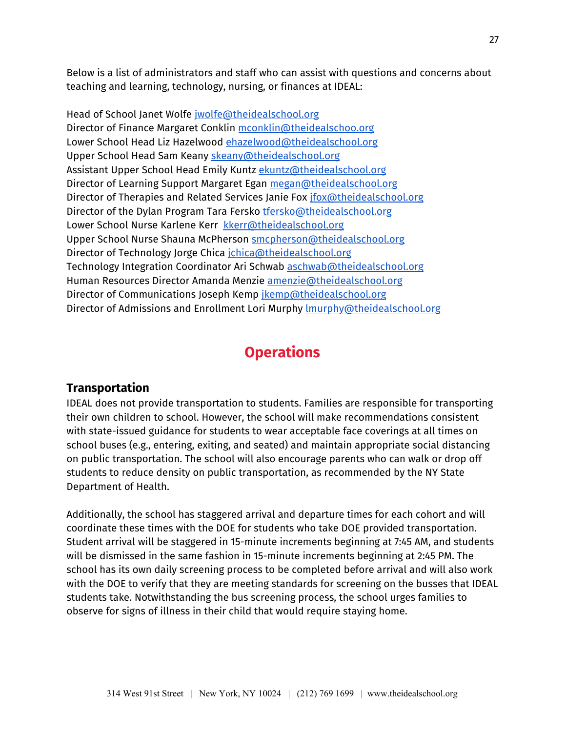Below is a list of administrators and staff who can assist with questions and concerns about teaching and learning, technology, nursing, or finances at IDEAL:

Head of School Janet Wolfe jwolfe@theidealschool.org
Director of Finance Margaret Conklin mconklin@theidealschoo.org
Lower School Head Liz Hazelwood ehazelwood@theidealschool.org
Upper School Head Sam Keany skeany@theidealschool.org
Assistant Upper School Head Emily Kuntz ekuntz@theidealschool.org
Director of Learning Support Margaret Egan megan@theidealschool.org
Director of Therapies and Related Services Janie Fox jfox@theidealschool.org
Director of the Dylan Program Tara Fersko tfersko@theidealschool.org
Lower School Nurse Karlene Kerr  kkerr@theidealschool.org
Upper School Nurse Shauna McPherson smcpherson@theidealschool.org
Director of Technology Jorge Chica jchica@theidealschool.org
Technology Integration Coordinator Ari Schwab aschwab@theidealschool.org
Human Resources Director Amanda Menzie amenzie@theidealschool.org
Director of Communications Joseph Kemp jkemp@theidealschool.org
Director of Admissions and Enrollment Lori Murphy lmurphy@theidealschool.org

# Operations

### Transportation

IDEAL does not provide transportation to students. Families are responsible for transporting their own children to school. However, the school will make recommendations consistent with state-issued guidance for students to wear acceptable face coverings at all times on school buses (e.g., entering, exiting, and seated) and maintain appropriate social distancing on public transportation. The school will also encourage parents who can walk or drop off students to reduce density on public transportation, as recommended by the NY State Department of Health.

Additionally, the school has staggered arrival and departure times for each cohort and will coordinate these times with the DOE for students who take DOE provided transportation. Student arrival will be staggered in 15-minute increments beginning at 7:45 AM, and students will be dismissed in the same fashion in 15-minute increments beginning at 2:45 PM. The school has its own daily screening process to be completed before arrival and will also work with the DOE to verify that they are meeting standards for screening on the busses that IDEAL students take. Notwithstanding the bus screening process, the school urges families to observe for signs of illness in their child that would require staying home.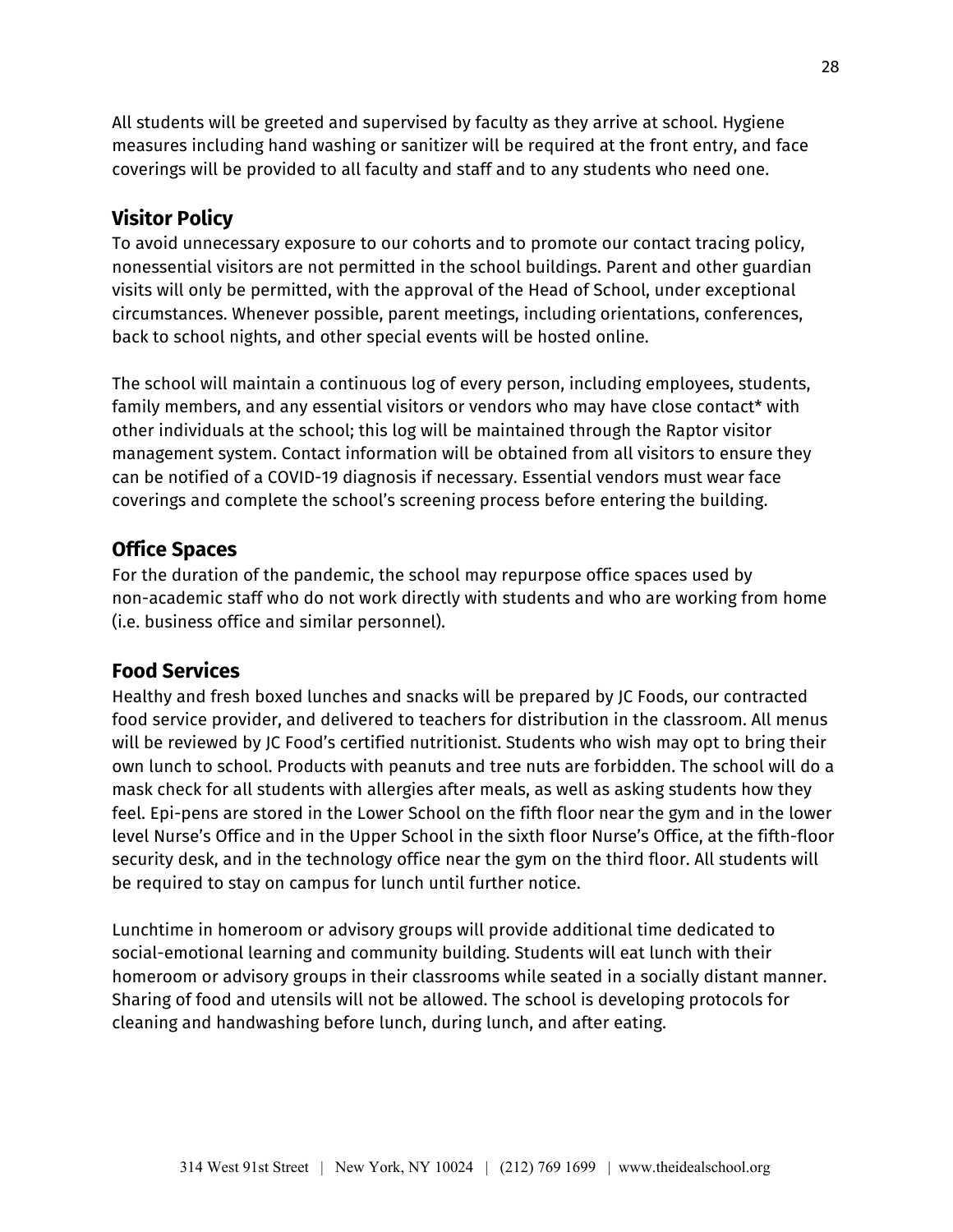All students will be greeted and supervised by faculty as they arrive at school. Hygiene measures including hand washing or sanitizer will be required at the front entry, and face coverings will be provided to all faculty and staff and to any students who need one.

## Visitor Policy

To avoid unnecessary exposure to our cohorts and to promote our contact tracing policy, nonessential visitors are not permitted in the school buildings. Parent and other guardian visits will only be permitted, with the approval of the Head of School, under exceptional circumstances. Whenever possible, parent meetings, including orientations, conferences, back to school nights, and other special events will be hosted online.

The school will maintain a continuous log of every person, including employees, students, family members, and any essential visitors or vendors who may have close contact* with other individuals at the school; this log will be maintained through the Raptor visitor management system. Contact information will be obtained from all visitors to ensure they can be notified of a COVID-19 diagnosis if necessary. Essential vendors must wear face coverings and complete the school's screening process before entering the building.

## Office Spaces

For the duration of the pandemic, the school may repurpose office spaces used by non-academic staff who do not work directly with students and who are working from home (i.e. business office and similar personnel).

## Food Services

Healthy and fresh boxed lunches and snacks will be prepared by JC Foods, our contracted food service provider, and delivered to teachers for distribution in the classroom. All menus will be reviewed by JC Food's certified nutritionist. Students who wish may opt to bring their own lunch to school. Products with peanuts and tree nuts are forbidden. The school will do a mask check for all students with allergies after meals, as well as asking students how they feel. Epi-pens are stored in the Lower School on the fifth floor near the gym and in the lower level Nurse's Office and in the Upper School in the sixth floor Nurse's Office, at the fifth-floor security desk, and in the technology office near the gym on the third floor. All students will be required to stay on campus for lunch until further notice.

Lunchtime in homeroom or advisory groups will provide additional time dedicated to social-emotional learning and community building. Students will eat lunch with their homeroom or advisory groups in their classrooms while seated in a socially distant manner. Sharing of food and utensils will not be allowed. The school is developing protocols for cleaning and handwashing before lunch, during lunch, and after eating.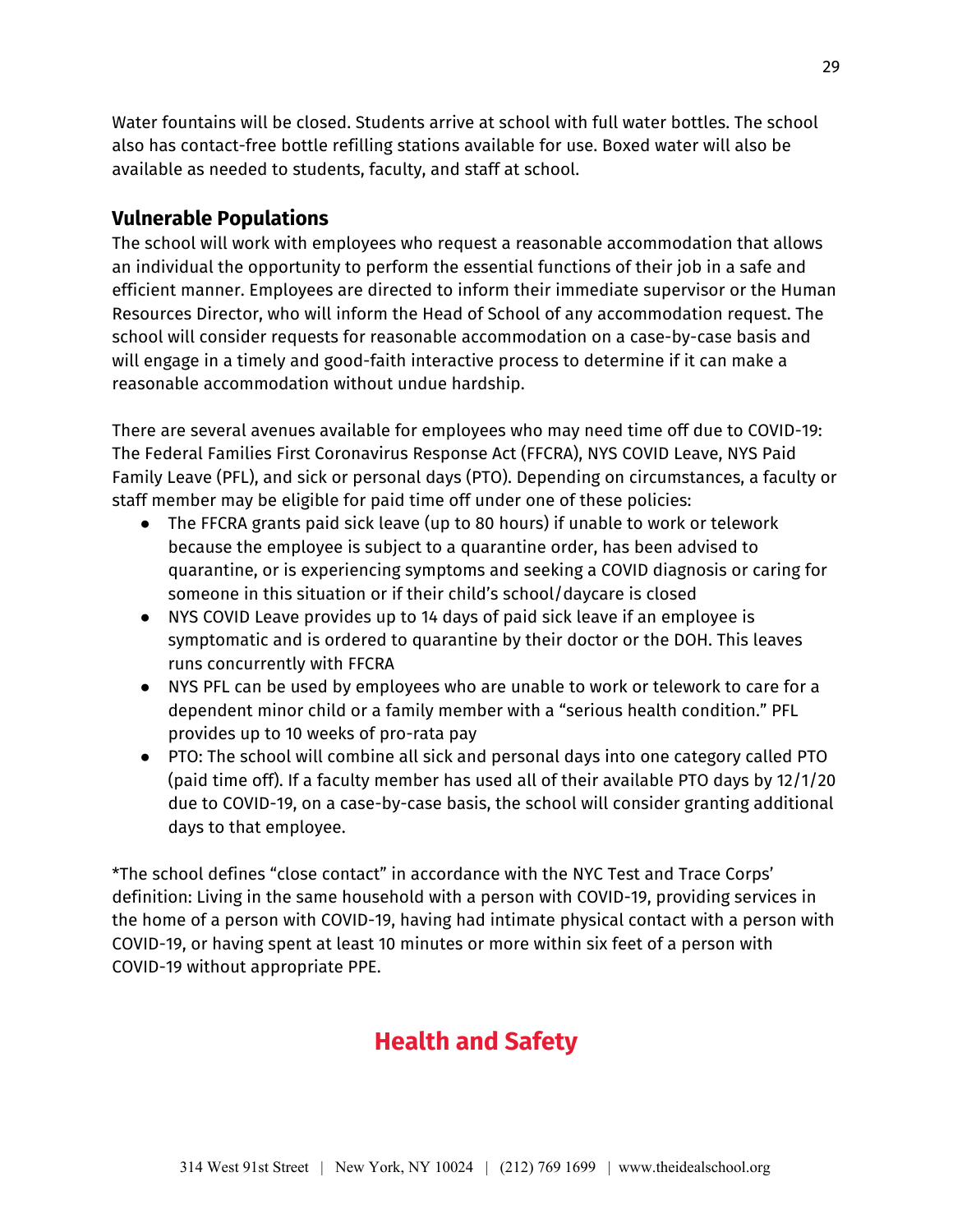Water fountains will be closed. Students arrive at school with full water bottles. The school also has contact-free bottle refilling stations available for use. Boxed water will also be available as needed to students, faculty, and staff at school.

### Vulnerable Populations

The school will work with employees who request a reasonable accommodation that allows an individual the opportunity to perform the essential functions of their job in a safe and efficient manner. Employees are directed to inform their immediate supervisor or the Human Resources Director, who will inform the Head of School of any accommodation request. The school will consider requests for reasonable accommodation on a case-by-case basis and will engage in a timely and good-faith interactive process to determine if it can make a reasonable accommodation without undue hardship.

There are several avenues available for employees who may need time off due to COVID-19: The Federal Families First Coronavirus Response Act (FFCRA), NYS COVID Leave, NYS Paid Family Leave (PFL), and sick or personal days (PTO). Depending on circumstances, a faculty or staff member may be eligible for paid time off under one of these policies:

- The FFCRA grants paid sick leave (up to 80 hours) if unable to work or telework because the employee is subject to a quarantine order, has been advised to quarantine, or is experiencing symptoms and seeking a COVID diagnosis or caring for someone in this situation or if their child's school/daycare is closed
- NYS COVID Leave provides up to 14 days of paid sick leave if an employee is symptomatic and is ordered to quarantine by their doctor or the DOH. This leaves runs concurrently with FFCRA
- NYS PFL can be used by employees who are unable to work or telework to care for a dependent minor child or a family member with a "serious health condition." PFL provides up to 10 weeks of pro-rata pay
- PTO: The school will combine all sick and personal days into one category called PTO (paid time off). If a faculty member has used all of their available PTO days by 12/1/20 due to COVID-19, on a case-by-case basis, the school will consider granting additional days to that employee.

*The school defines "close contact" in accordance with the NYC Test and Trace Corps' definition: Living in the same household with a person with COVID-19, providing services in the home of a person with COVID-19, having had intimate physical contact with a person with COVID-19, or having spent at least 10 minutes or more within six feet of a person with COVID-19 without appropriate PPE.

## Health and Safety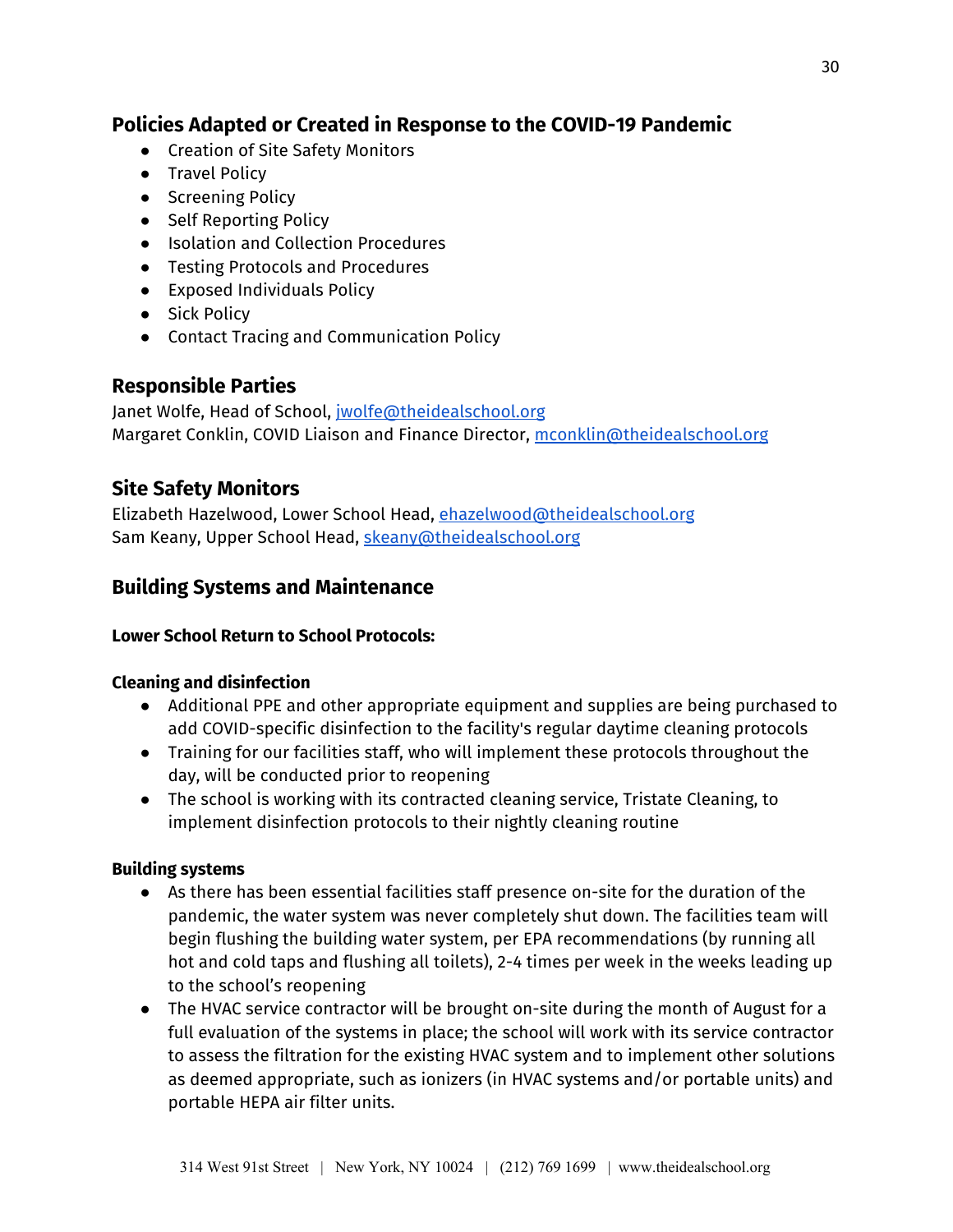## Policies Adapted or Created in Response to the COVID-19 Pandemic

- Creation of Site Safety Monitors
- Travel Policy
- Screening Policy
- Self Reporting Policy
- Isolation and Collection Procedures
- Testing Protocols and Procedures
- Exposed Individuals Policy
- Sick Policy
- Contact Tracing and Communication Policy

## Responsible Parties

Janet Wolfe, Head of School, jwolfe@theidealschool.org
Margaret Conklin, COVID Liaison and Finance Director, mconklin@theidealschool.org

## Site Safety Monitors

Elizabeth Hazelwood, Lower School Head, ehazelwood@theidealschool.org
Sam Keany, Upper School Head, skeany@theidealschool.org

## Building Systems and Maintenance

**Lower School Return to School Protocols:**

**Cleaning and disinfection**

- Additional PPE and other appropriate equipment and supplies are being purchased to add COVID-specific disinfection to the facility's regular daytime cleaning protocols
- Training for our facilities staff, who will implement these protocols throughout the day, will be conducted prior to reopening
- The school is working with its contracted cleaning service, Tristate Cleaning, to implement disinfection protocols to their nightly cleaning routine

**Building systems**

- As there has been essential facilities staff presence on-site for the duration of the pandemic, the water system was never completely shut down. The facilities team will begin flushing the building water system, per EPA recommendations (by running all hot and cold taps and flushing all toilets), 2-4 times per week in the weeks leading up to the school's reopening
- The HVAC service contractor will be brought on-site during the month of August for a full evaluation of the systems in place; the school will work with its service contractor to assess the filtration for the existing HVAC system and to implement other solutions as deemed appropriate, such as ionizers (in HVAC systems and/or portable units) and portable HEPA air filter units.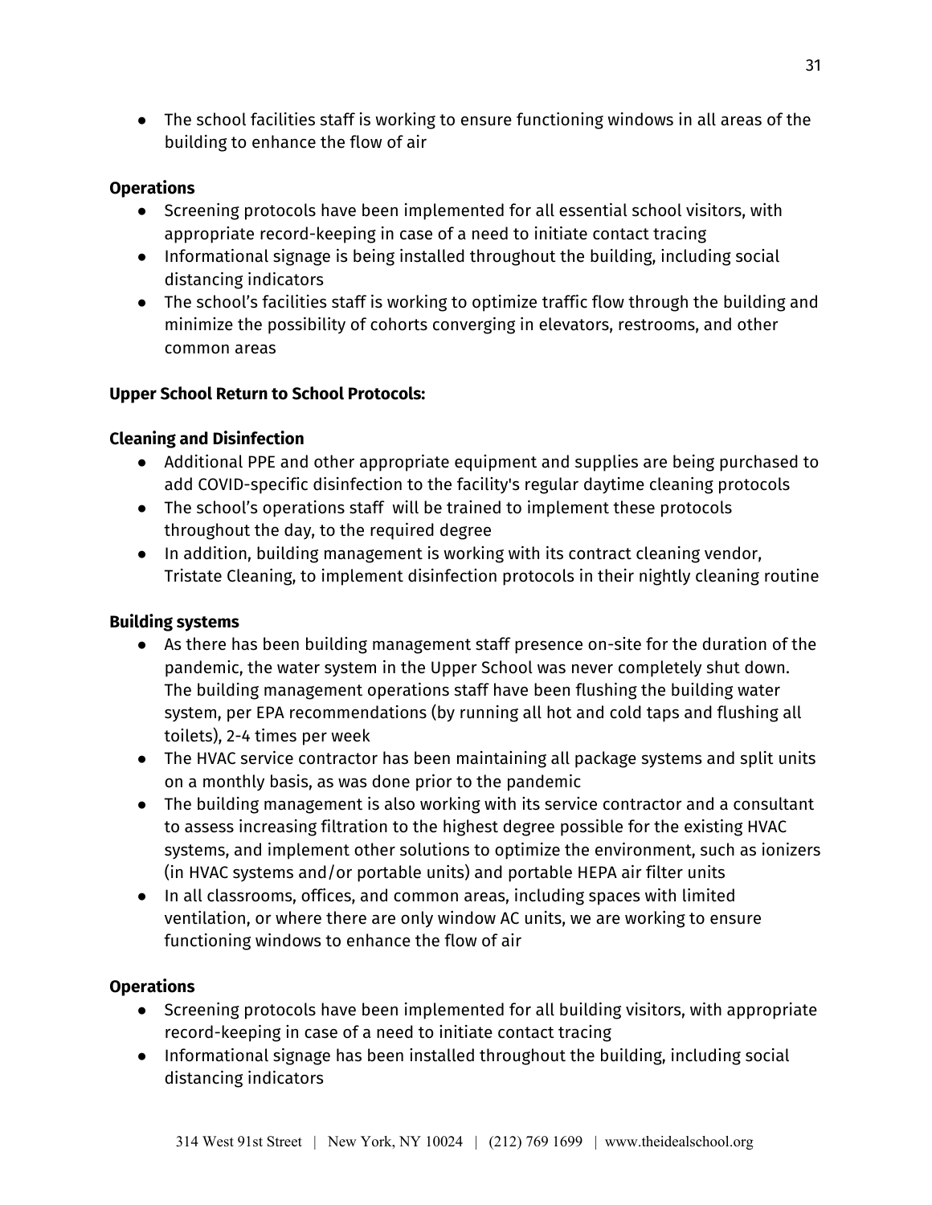- The school facilities staff is working to ensure functioning windows in all areas of the building to enhance the flow of air

**Operations**

- Screening protocols have been implemented for all essential school visitors, with appropriate record-keeping in case of a need to initiate contact tracing
- Informational signage is being installed throughout the building, including social distancing indicators
- The school's facilities staff is working to optimize traffic flow through the building and minimize the possibility of cohorts converging in elevators, restrooms, and other common areas

**Upper School Return to School Protocols:**

**Cleaning and Disinfection**

- Additional PPE and other appropriate equipment and supplies are being purchased to add COVID-specific disinfection to the facility's regular daytime cleaning protocols
- The school's operations staff will be trained to implement these protocols throughout the day, to the required degree
- In addition, building management is working with its contract cleaning vendor, Tristate Cleaning, to implement disinfection protocols in their nightly cleaning routine

**Building systems**

- As there has been building management staff presence on-site for the duration of the pandemic, the water system in the Upper School was never completely shut down. The building management operations staff have been flushing the building water system, per EPA recommendations (by running all hot and cold taps and flushing all toilets), 2-4 times per week
- The HVAC service contractor has been maintaining all package systems and split units on a monthly basis, as was done prior to the pandemic
- The building management is also working with its service contractor and a consultant to assess increasing filtration to the highest degree possible for the existing HVAC systems, and implement other solutions to optimize the environment, such as ionizers (in HVAC systems and/or portable units) and portable HEPA air filter units
- In all classrooms, offices, and common areas, including spaces with limited ventilation, or where there are only window AC units, we are working to ensure functioning windows to enhance the flow of air

**Operations**

- Screening protocols have been implemented for all building visitors, with appropriate record-keeping in case of a need to initiate contact tracing
- Informational signage has been installed throughout the building, including social distancing indicators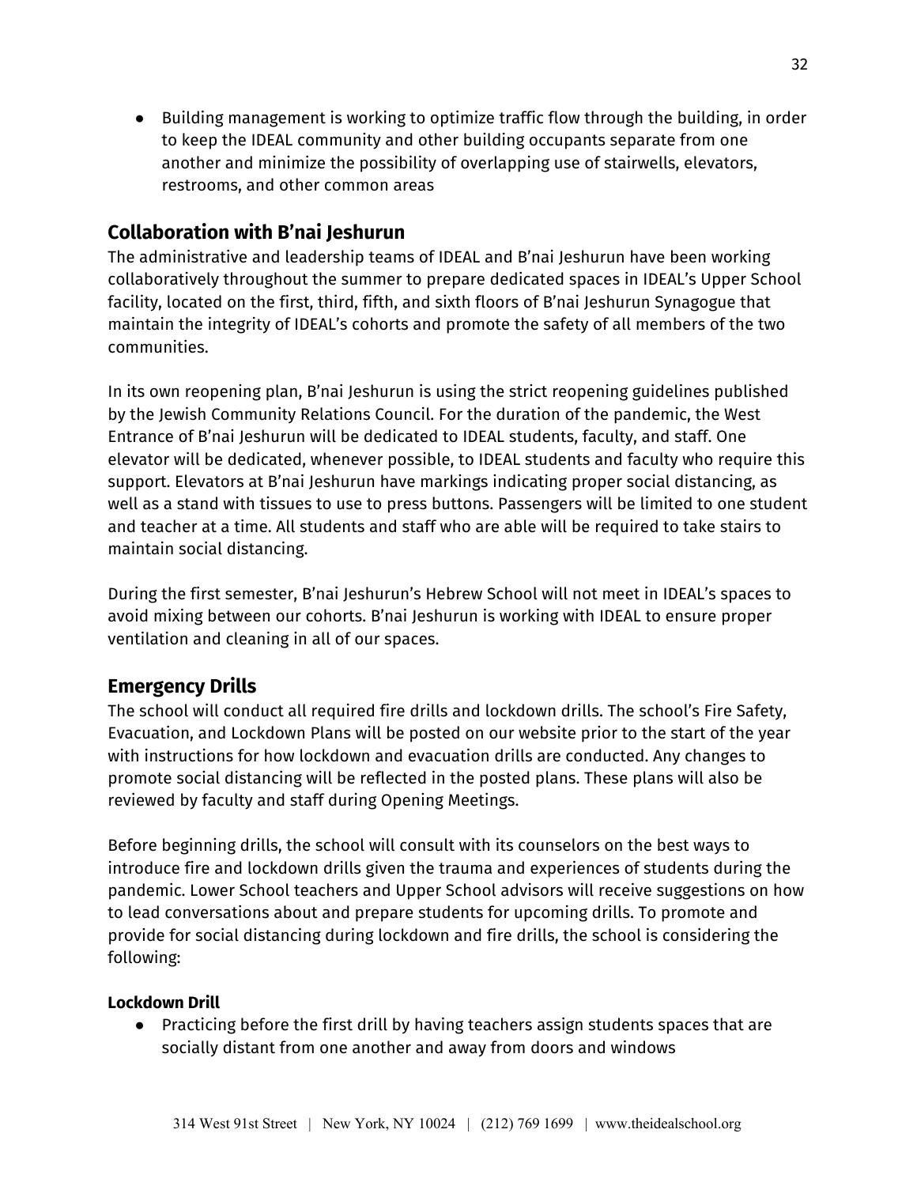- Building management is working to optimize traffic flow through the building, in order to keep the IDEAL community and other building occupants separate from one another and minimize the possibility of overlapping use of stairwells, elevators, restrooms, and other common areas

## Collaboration with B'nai Jeshurun

The administrative and leadership teams of IDEAL and B'nai Jeshurun have been working collaboratively throughout the summer to prepare dedicated spaces in IDEAL's Upper School facility, located on the first, third, fifth, and sixth floors of B'nai Jeshurun Synagogue that maintain the integrity of IDEAL's cohorts and promote the safety of all members of the two communities.

In its own reopening plan, B'nai Jeshurun is using the strict reopening guidelines published by the Jewish Community Relations Council. For the duration of the pandemic, the West Entrance of B'nai Jeshurun will be dedicated to IDEAL students, faculty, and staff. One elevator will be dedicated, whenever possible, to IDEAL students and faculty who require this support. Elevators at B'nai Jeshurun have markings indicating proper social distancing, as well as a stand with tissues to use to press buttons. Passengers will be limited to one student and teacher at a time. All students and staff who are able will be required to take stairs to maintain social distancing.

During the first semester, B'nai Jeshurun's Hebrew School will not meet in IDEAL's spaces to avoid mixing between our cohorts. B'nai Jeshurun is working with IDEAL to ensure proper ventilation and cleaning in all of our spaces.

## Emergency Drills

The school will conduct all required fire drills and lockdown drills. The school's Fire Safety, Evacuation, and Lockdown Plans will be posted on our website prior to the start of the year with instructions for how lockdown and evacuation drills are conducted. Any changes to promote social distancing will be reflected in the posted plans. These plans will also be reviewed by faculty and staff during Opening Meetings.

Before beginning drills, the school will consult with its counselors on the best ways to introduce fire and lockdown drills given the trauma and experiences of students during the pandemic. Lower School teachers and Upper School advisors will receive suggestions on how to lead conversations about and prepare students for upcoming drills. To promote and provide for social distancing during lockdown and fire drills, the school is considering the following:

#### Lockdown Drill

- Practicing before the first drill by having teachers assign students spaces that are socially distant from one another and away from doors and windows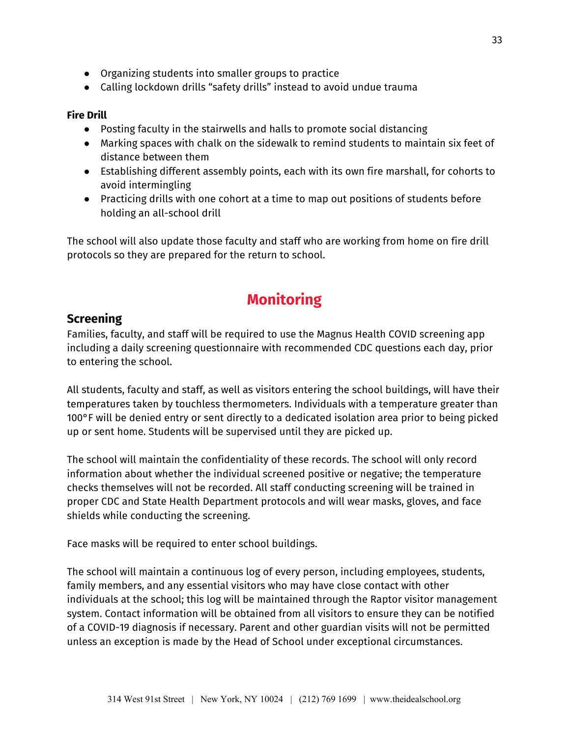- Organizing students into smaller groups to practice
- Calling lockdown drills "safety drills" instead to avoid undue trauma

**Fire Drill**

- Posting faculty in the stairwells and halls to promote social distancing
- Marking spaces with chalk on the sidewalk to remind students to maintain six feet of distance between them
- Establishing different assembly points, each with its own fire marshall, for cohorts to avoid intermingling
- Practicing drills with one cohort at a time to map out positions of students before holding an all-school drill

The school will also update those faculty and staff who are working from home on fire drill protocols so they are prepared for the return to school.

# Monitoring

## Screening

Families, faculty, and staff will be required to use the Magnus Health COVID screening app including a daily screening questionnaire with recommended CDC questions each day, prior to entering the school.

All students, faculty and staff, as well as visitors entering the school buildings, will have their temperatures taken by touchless thermometers. Individuals with a temperature greater than 100°F will be denied entry or sent directly to a dedicated isolation area prior to being picked up or sent home. Students will be supervised until they are picked up.

The school will maintain the confidentiality of these records. The school will only record information about whether the individual screened positive or negative; the temperature checks themselves will not be recorded. All staff conducting screening will be trained in proper CDC and State Health Department protocols and will wear masks, gloves, and face shields while conducting the screening.

Face masks will be required to enter school buildings.

The school will maintain a continuous log of every person, including employees, students, family members, and any essential visitors who may have close contact with other individuals at the school; this log will be maintained through the Raptor visitor management system. Contact information will be obtained from all visitors to ensure they can be notified of a COVID-19 diagnosis if necessary. Parent and other guardian visits will not be permitted unless an exception is made by the Head of School under exceptional circumstances.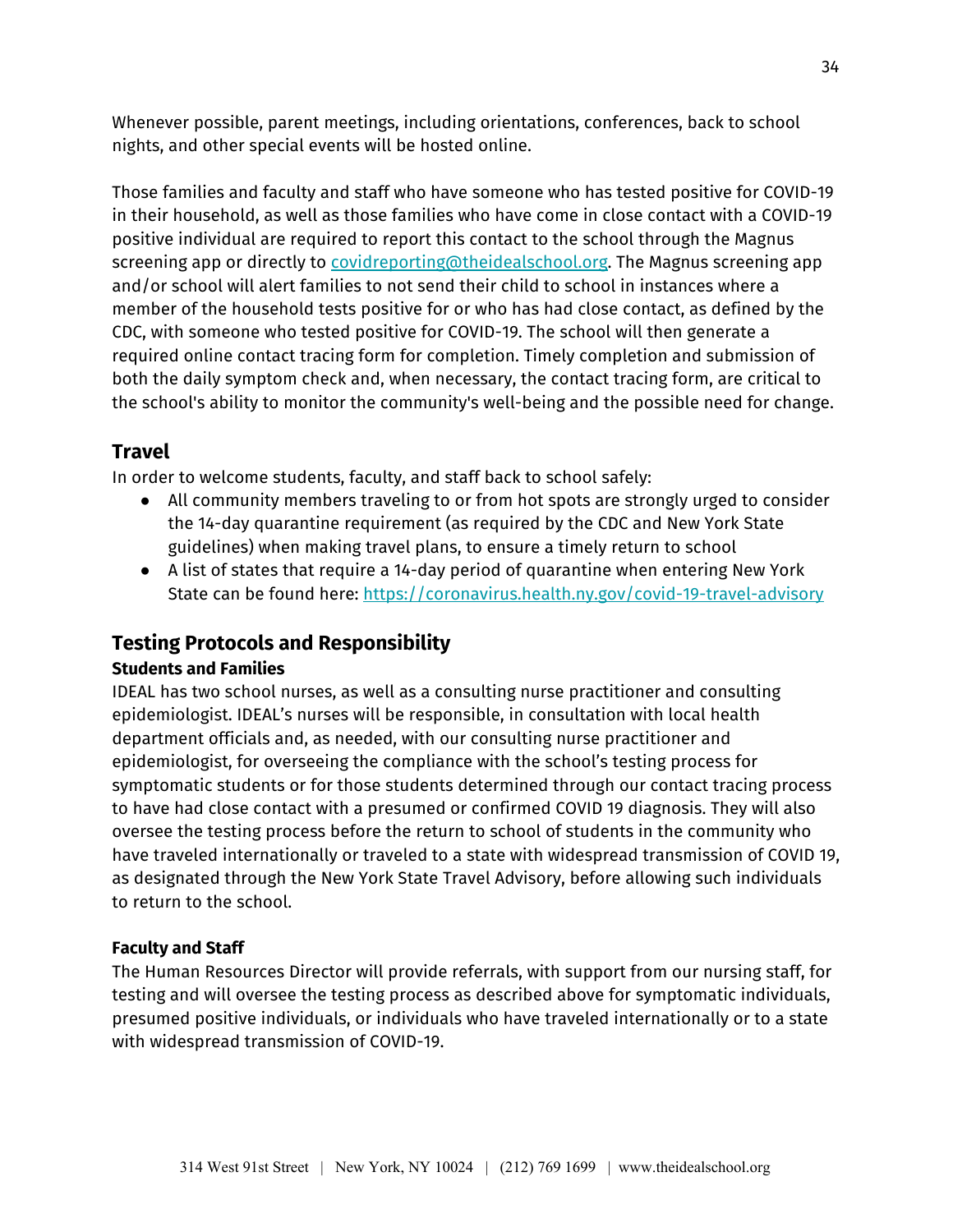Whenever possible, parent meetings, including orientations, conferences, back to school nights, and other special events will be hosted online.

Those families and faculty and staff who have someone who has tested positive for COVID-19 in their household, as well as those families who have come in close contact with a COVID-19 positive individual are required to report this contact to the school through the Magnus screening app or directly to covidreporting@theidealschool.org. The Magnus screening app and/or school will alert families to not send their child to school in instances where a member of the household tests positive for or who has had close contact, as defined by the CDC, with someone who tested positive for COVID-19. The school will then generate a required online contact tracing form for completion. Timely completion and submission of both the daily symptom check and, when necessary, the contact tracing form, are critical to the school's ability to monitor the community's well-being and the possible need for change.

## Travel

In order to welcome students, faculty, and staff back to school safely:

- All community members traveling to or from hot spots are strongly urged to consider the 14-day quarantine requirement (as required by the CDC and New York State guidelines) when making travel plans, to ensure a timely return to school
- A list of states that require a 14-day period of quarantine when entering New York State can be found here: https://coronavirus.health.ny.gov/covid-19-travel-advisory

## Testing Protocols and Responsibility

### Students and Families

IDEAL has two school nurses, as well as a consulting nurse practitioner and consulting epidemiologist. IDEAL's nurses will be responsible, in consultation with local health department officials and, as needed, with our consulting nurse practitioner and epidemiologist, for overseeing the compliance with the school's testing process for symptomatic students or for those students determined through our contact tracing process to have had close contact with a presumed or confirmed COVID 19 diagnosis. They will also oversee the testing process before the return to school of students in the community who have traveled internationally or traveled to a state with widespread transmission of COVID 19, as designated through the New York State Travel Advisory, before allowing such individuals to return to the school.

### Faculty and Staff

The Human Resources Director will provide referrals, with support from our nursing staff, for testing and will oversee the testing process as described above for symptomatic individuals, presumed positive individuals, or individuals who have traveled internationally or to a state with widespread transmission of COVID-19.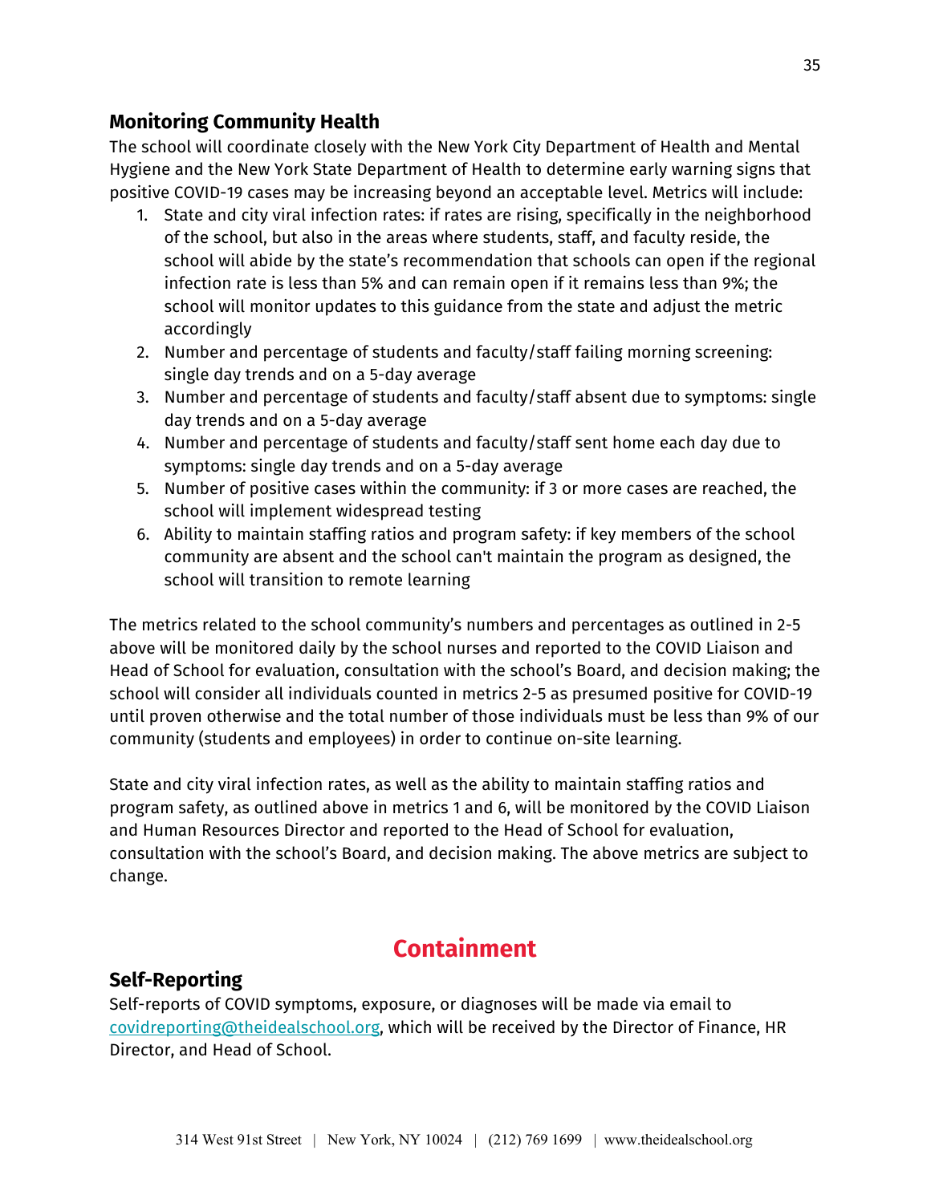### Monitoring Community Health

The school will coordinate closely with the New York City Department of Health and Mental Hygiene and the New York State Department of Health to determine early warning signs that positive COVID-19 cases may be increasing beyond an acceptable level. Metrics will include:

1. State and city viral infection rates: if rates are rising, specifically in the neighborhood of the school, but also in the areas where students, staff, and faculty reside, the school will abide by the state's recommendation that schools can open if the regional infection rate is less than 5% and can remain open if it remains less than 9%; the school will monitor updates to this guidance from the state and adjust the metric accordingly
2. Number and percentage of students and faculty/staff failing morning screening: single day trends and on a 5-day average
3. Number and percentage of students and faculty/staff absent due to symptoms: single day trends and on a 5-day average
4. Number and percentage of students and faculty/staff sent home each day due to symptoms: single day trends and on a 5-day average
5. Number of positive cases within the community: if 3 or more cases are reached, the school will implement widespread testing
6. Ability to maintain staffing ratios and program safety: if key members of the school community are absent and the school can't maintain the program as designed, the school will transition to remote learning

The metrics related to the school community's numbers and percentages as outlined in 2-5 above will be monitored daily by the school nurses and reported to the COVID Liaison and Head of School for evaluation, consultation with the school's Board, and decision making; the school will consider all individuals counted in metrics 2-5 as presumed positive for COVID-19 until proven otherwise and the total number of those individuals must be less than 9% of our community (students and employees) in order to continue on-site learning.

State and city viral infection rates, as well as the ability to maintain staffing ratios and program safety, as outlined above in metrics 1 and 6, will be monitored by the COVID Liaison and Human Resources Director and reported to the Head of School for evaluation, consultation with the school's Board, and decision making. The above metrics are subject to change.

## Containment

### Self-Reporting

Self-reports of COVID symptoms, exposure, or diagnoses will be made via email to covidreporting@theidealschool.org, which will be received by the Director of Finance, HR Director, and Head of School.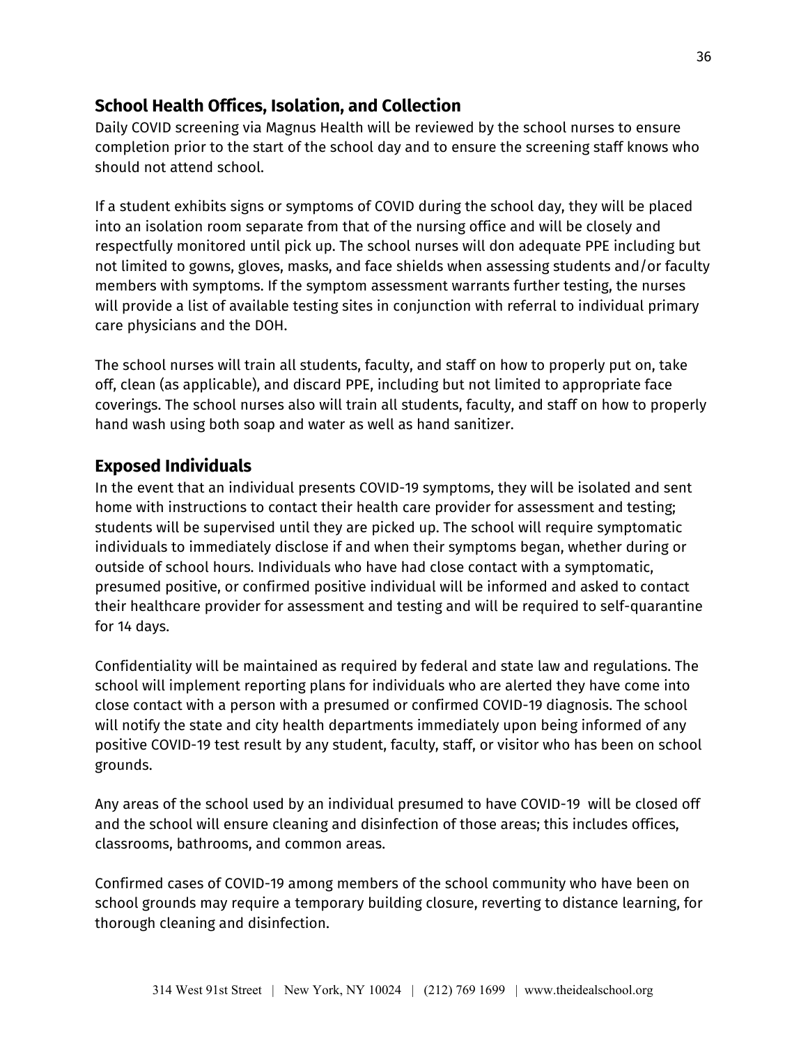## School Health Offices, Isolation, and Collection

Daily COVID screening via Magnus Health will be reviewed by the school nurses to ensure completion prior to the start of the school day and to ensure the screening staff knows who should not attend school.

If a student exhibits signs or symptoms of COVID during the school day, they will be placed into an isolation room separate from that of the nursing office and will be closely and respectfully monitored until pick up. The school nurses will don adequate PPE including but not limited to gowns, gloves, masks, and face shields when assessing students and/or faculty members with symptoms. If the symptom assessment warrants further testing, the nurses will provide a list of available testing sites in conjunction with referral to individual primary care physicians and the DOH.

The school nurses will train all students, faculty, and staff on how to properly put on, take off, clean (as applicable), and discard PPE, including but not limited to appropriate face coverings. The school nurses also will train all students, faculty, and staff on how to properly hand wash using both soap and water as well as hand sanitizer.

## Exposed Individuals

In the event that an individual presents COVID-19 symptoms, they will be isolated and sent home with instructions to contact their health care provider for assessment and testing; students will be supervised until they are picked up. The school will require symptomatic individuals to immediately disclose if and when their symptoms began, whether during or outside of school hours. Individuals who have had close contact with a symptomatic, presumed positive, or confirmed positive individual will be informed and asked to contact their healthcare provider for assessment and testing and will be required to self-quarantine for 14 days.

Confidentiality will be maintained as required by federal and state law and regulations. The school will implement reporting plans for individuals who are alerted they have come into close contact with a person with a presumed or confirmed COVID-19 diagnosis. The school will notify the state and city health departments immediately upon being informed of any positive COVID-19 test result by any student, faculty, staff, or visitor who has been on school grounds.

Any areas of the school used by an individual presumed to have COVID-19 will be closed off and the school will ensure cleaning and disinfection of those areas; this includes offices, classrooms, bathrooms, and common areas.

Confirmed cases of COVID-19 among members of the school community who have been on school grounds may require a temporary building closure, reverting to distance learning, for thorough cleaning and disinfection.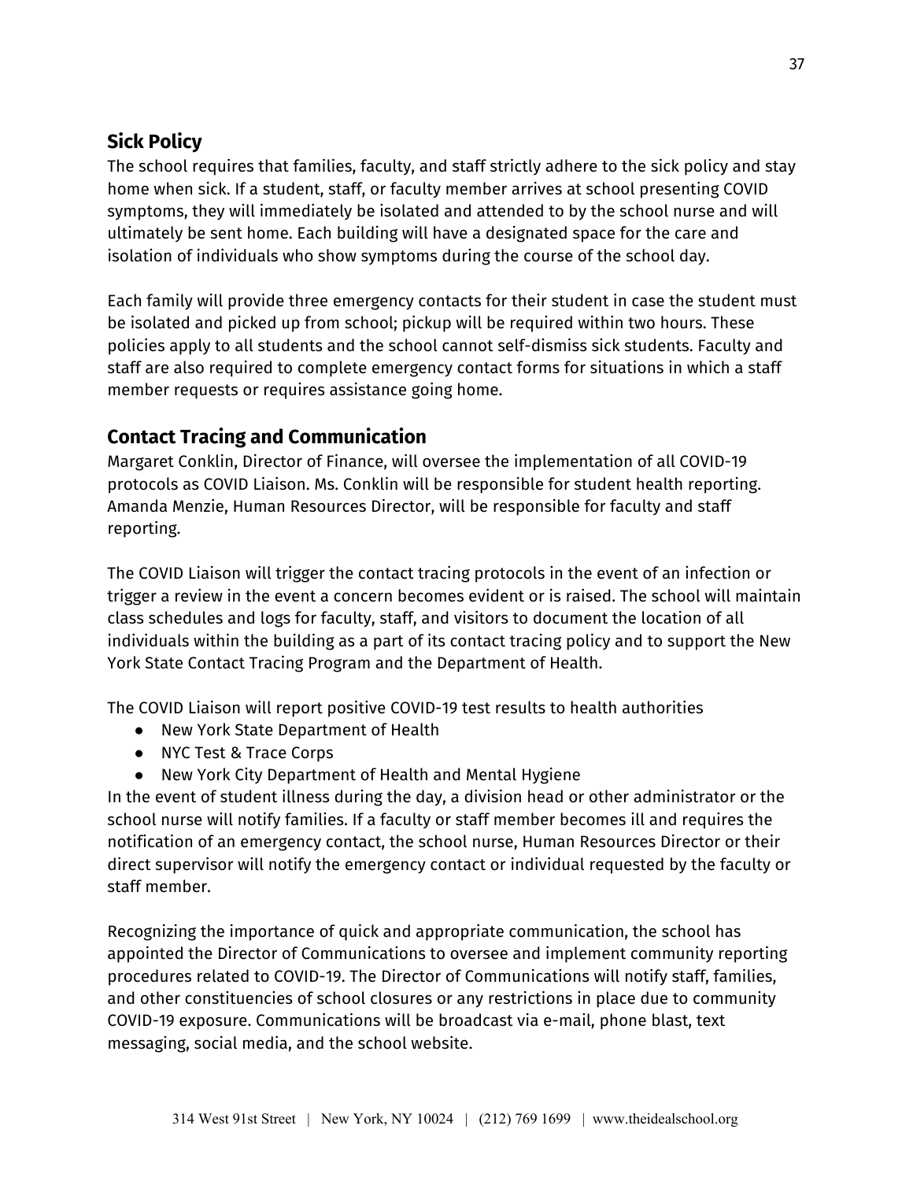## Sick Policy

The school requires that families, faculty, and staff strictly adhere to the sick policy and stay home when sick. If a student, staff, or faculty member arrives at school presenting COVID symptoms, they will immediately be isolated and attended to by the school nurse and will ultimately be sent home. Each building will have a designated space for the care and isolation of individuals who show symptoms during the course of the school day.

Each family will provide three emergency contacts for their student in case the student must be isolated and picked up from school; pickup will be required within two hours. These policies apply to all students and the school cannot self-dismiss sick students. Faculty and staff are also required to complete emergency contact forms for situations in which a staff member requests or requires assistance going home.

## Contact Tracing and Communication

Margaret Conklin, Director of Finance, will oversee the implementation of all COVID-19 protocols as COVID Liaison. Ms. Conklin will be responsible for student health reporting. Amanda Menzie, Human Resources Director, will be responsible for faculty and staff reporting.

The COVID Liaison will trigger the contact tracing protocols in the event of an infection or trigger a review in the event a concern becomes evident or is raised. The school will maintain class schedules and logs for faculty, staff, and visitors to document the location of all individuals within the building as a part of its contact tracing policy and to support the New York State Contact Tracing Program and the Department of Health.

The COVID Liaison will report positive COVID-19 test results to health authorities

- New York State Department of Health
- NYC Test & Trace Corps
- New York City Department of Health and Mental Hygiene

In the event of student illness during the day, a division head or other administrator or the school nurse will notify families. If a faculty or staff member becomes ill and requires the notification of an emergency contact, the school nurse, Human Resources Director or their direct supervisor will notify the emergency contact or individual requested by the faculty or staff member.

Recognizing the importance of quick and appropriate communication, the school has appointed the Director of Communications to oversee and implement community reporting procedures related to COVID-19. The Director of Communications will notify staff, families, and other constituencies of school closures or any restrictions in place due to community COVID-19 exposure. Communications will be broadcast via e-mail, phone blast, text messaging, social media, and the school website.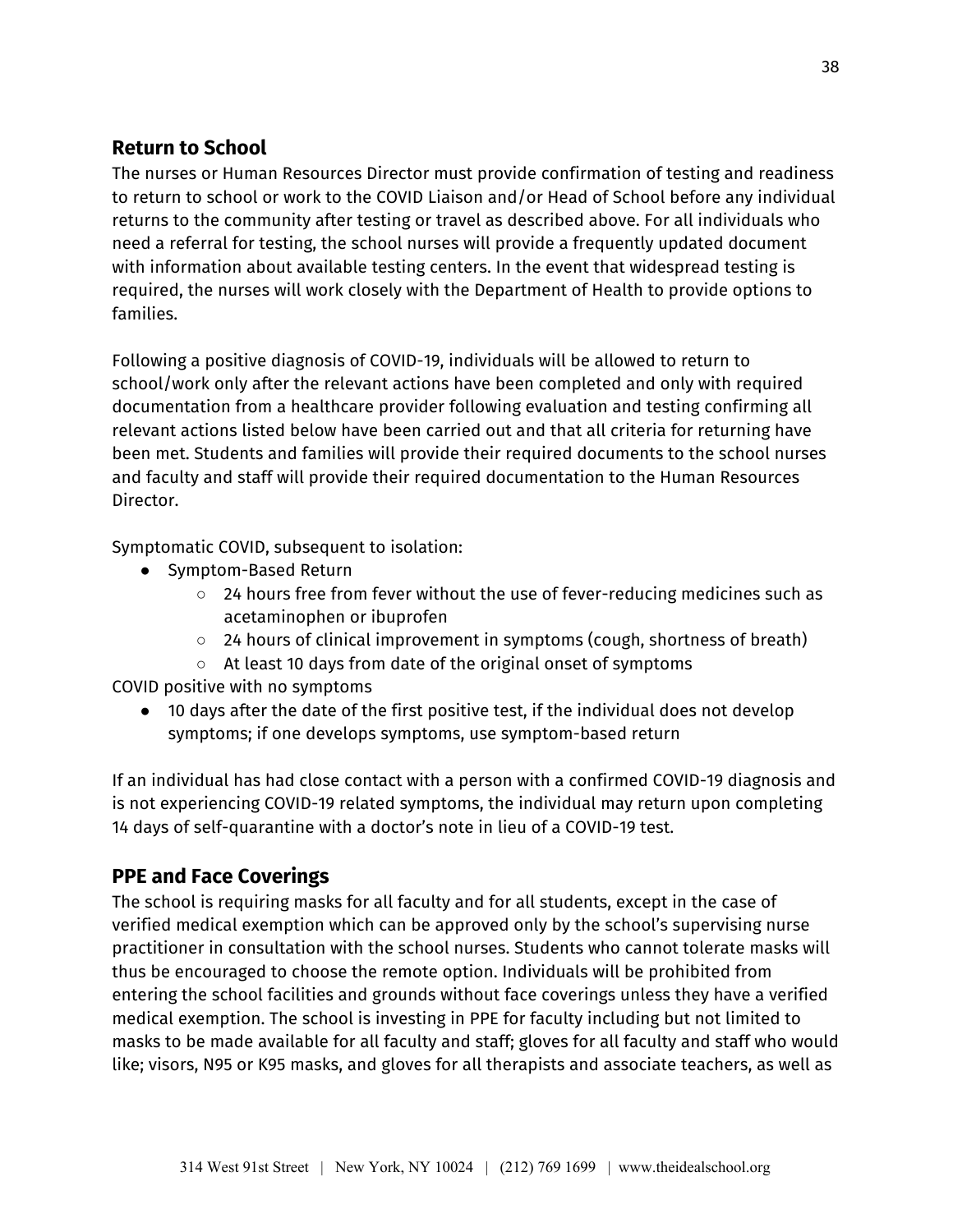## Return to School

The nurses or Human Resources Director must provide confirmation of testing and readiness to return to school or work to the COVID Liaison and/or Head of School before any individual returns to the community after testing or travel as described above. For all individuals who need a referral for testing, the school nurses will provide a frequently updated document with information about available testing centers. In the event that widespread testing is required, the nurses will work closely with the Department of Health to provide options to families.

Following a positive diagnosis of COVID-19, individuals will be allowed to return to school/work only after the relevant actions have been completed and only with required documentation from a healthcare provider following evaluation and testing confirming all relevant actions listed below have been carried out and that all criteria for returning have been met. Students and families will provide their required documents to the school nurses and faculty and staff will provide their required documentation to the Human Resources Director.

Symptomatic COVID, subsequent to isolation:

- Symptom-Based Return
    - 24 hours free from fever without the use of fever-reducing medicines such as acetaminophen or ibuprofen
    - 24 hours of clinical improvement in symptoms (cough, shortness of breath)
    - At least 10 days from date of the original onset of symptoms

COVID positive with no symptoms

- 10 days after the date of the first positive test, if the individual does not develop symptoms; if one develops symptoms, use symptom-based return

If an individual has had close contact with a person with a confirmed COVID-19 diagnosis and is not experiencing COVID-19 related symptoms, the individual may return upon completing 14 days of self-quarantine with a doctor's note in lieu of a COVID-19 test.

## PPE and Face Coverings

The school is requiring masks for all faculty and for all students, except in the case of verified medical exemption which can be approved only by the school's supervising nurse practitioner in consultation with the school nurses. Students who cannot tolerate masks will thus be encouraged to choose the remote option. Individuals will be prohibited from entering the school facilities and grounds without face coverings unless they have a verified medical exemption. The school is investing in PPE for faculty including but not limited to masks to be made available for all faculty and staff; gloves for all faculty and staff who would like; visors, N95 or K95 masks, and gloves for all therapists and associate teachers, as well as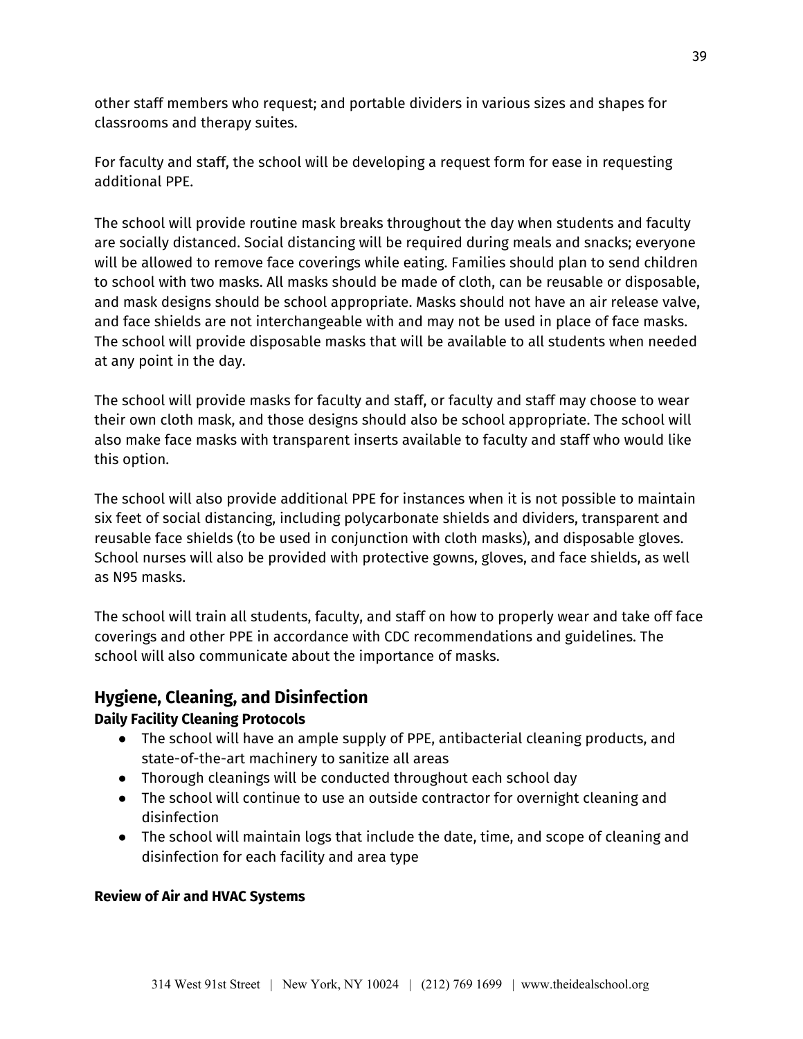other staff members who request; and portable dividers in various sizes and shapes for classrooms and therapy suites.

For faculty and staff, the school will be developing a request form for ease in requesting additional PPE.

The school will provide routine mask breaks throughout the day when students and faculty are socially distanced. Social distancing will be required during meals and snacks; everyone will be allowed to remove face coverings while eating. Families should plan to send children to school with two masks. All masks should be made of cloth, can be reusable or disposable, and mask designs should be school appropriate. Masks should not have an air release valve, and face shields are not interchangeable with and may not be used in place of face masks. The school will provide disposable masks that will be available to all students when needed at any point in the day.

The school will provide masks for faculty and staff, or faculty and staff may choose to wear their own cloth mask, and those designs should also be school appropriate. The school will also make face masks with transparent inserts available to faculty and staff who would like this option.

The school will also provide additional PPE for instances when it is not possible to maintain six feet of social distancing, including polycarbonate shields and dividers, transparent and reusable face shields (to be used in conjunction with cloth masks), and disposable gloves. School nurses will also be provided with protective gowns, gloves, and face shields, as well as N95 masks.

The school will train all students, faculty, and staff on how to properly wear and take off face coverings and other PPE in accordance with CDC recommendations and guidelines. The school will also communicate about the importance of masks.

## Hygiene, Cleaning, and Disinfection

**Daily Facility Cleaning Protocols**

- The school will have an ample supply of PPE, antibacterial cleaning products, and state-of-the-art machinery to sanitize all areas
- Thorough cleanings will be conducted throughout each school day
- The school will continue to use an outside contractor for overnight cleaning and disinfection
- The school will maintain logs that include the date, time, and scope of cleaning and disinfection for each facility and area type

**Review of Air and HVAC Systems**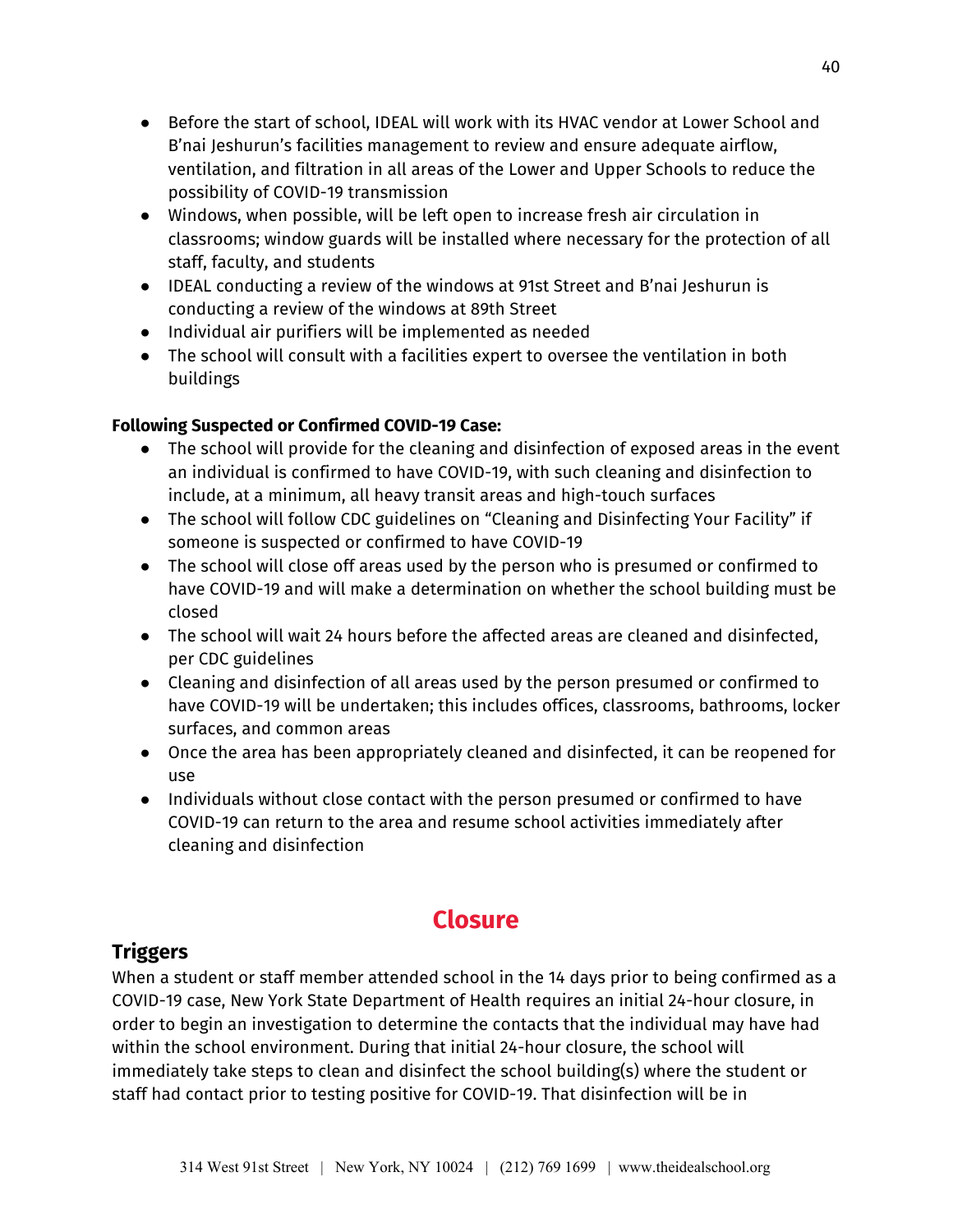- Before the start of school, IDEAL will work with its HVAC vendor at Lower School and B'nai Jeshurun's facilities management to review and ensure adequate airflow, ventilation, and filtration in all areas of the Lower and Upper Schools to reduce the possibility of COVID-19 transmission
- Windows, when possible, will be left open to increase fresh air circulation in classrooms; window guards will be installed where necessary for the protection of all staff, faculty, and students
- IDEAL conducting a review of the windows at 91st Street and B'nai Jeshurun is conducting a review of the windows at 89th Street
- Individual air purifiers will be implemented as needed
- The school will consult with a facilities expert to oversee the ventilation in both buildings

**Following Suspected or Confirmed COVID-19 Case:**

- The school will provide for the cleaning and disinfection of exposed areas in the event an individual is confirmed to have COVID-19, with such cleaning and disinfection to include, at a minimum, all heavy transit areas and high-touch surfaces
- The school will follow CDC guidelines on "Cleaning and Disinfecting Your Facility" if someone is suspected or confirmed to have COVID-19
- The school will close off areas used by the person who is presumed or confirmed to have COVID-19 and will make a determination on whether the school building must be closed
- The school will wait 24 hours before the affected areas are cleaned and disinfected, per CDC guidelines
- Cleaning and disinfection of all areas used by the person presumed or confirmed to have COVID-19 will be undertaken; this includes offices, classrooms, bathrooms, locker surfaces, and common areas
- Once the area has been appropriately cleaned and disinfected, it can be reopened for use
- Individuals without close contact with the person presumed or confirmed to have COVID-19 can return to the area and resume school activities immediately after cleaning and disinfection

# Closure

## Triggers

When a student or staff member attended school in the 14 days prior to being confirmed as a COVID-19 case, New York State Department of Health requires an initial 24-hour closure, in order to begin an investigation to determine the contacts that the individual may have had within the school environment. During that initial 24-hour closure, the school will immediately take steps to clean and disinfect the school building(s) where the student or staff had contact prior to testing positive for COVID-19. That disinfection will be in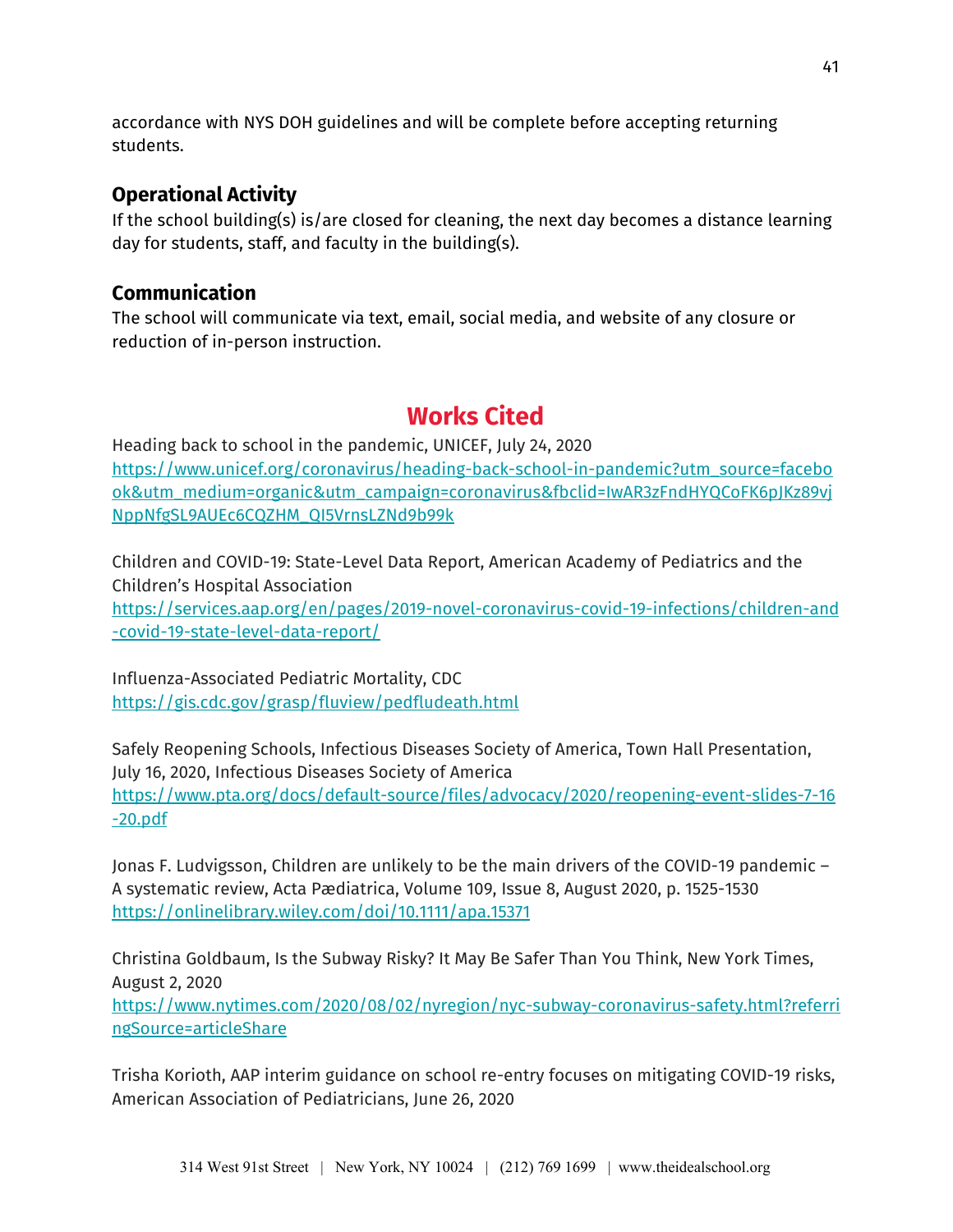accordance with NYS DOH guidelines and will be complete before accepting returning students.

### Operational Activity

If the school building(s) is/are closed for cleaning, the next day becomes a distance learning day for students, staff, and faculty in the building(s).

### Communication

The school will communicate via text, email, social media, and website of any closure or reduction of in-person instruction.

## Works Cited

Heading back to school in the pandemic, UNICEF, July 24, 2020
https://www.unicef.org/coronavirus/heading-back-school-in-pandemic?utm_source=facebook&utm_medium=organic&utm_campaign=coronavirus&fbclid=IwAR3zFndHYQCoFK6pJKz89vjNppNfgSL9AUEc6CQZHM_QI5VrnsLZNd9b99k

Children and COVID-19: State-Level Data Report, American Academy of Pediatrics and the Children's Hospital Association
https://services.aap.org/en/pages/2019-novel-coronavirus-covid-19-infections/children-and-covid-19-state-level-data-report/

Influenza-Associated Pediatric Mortality, CDC
https://gis.cdc.gov/grasp/fluview/pedfludeath.html

Safely Reopening Schools, Infectious Diseases Society of America, Town Hall Presentation, July 16, 2020, Infectious Diseases Society of America
https://www.pta.org/docs/default-source/files/advocacy/2020/reopening-event-slides-7-16-20.pdf

Jonas F. Ludvigsson, Children are unlikely to be the main drivers of the COVID-19 pandemic – A systematic review, Acta Pædiatrica, Volume 109, Issue 8, August 2020, p. 1525-1530
https://onlinelibrary.wiley.com/doi/10.1111/apa.15371

Christina Goldbaum, Is the Subway Risky? It May Be Safer Than You Think, New York Times, August 2, 2020
https://www.nytimes.com/2020/08/02/nyregion/nyc-subway-coronavirus-safety.html?referringSource=articleShare

Trisha Korioth, AAP interim guidance on school re-entry focuses on mitigating COVID-19 risks, American Association of Pediatricians, June 26, 2020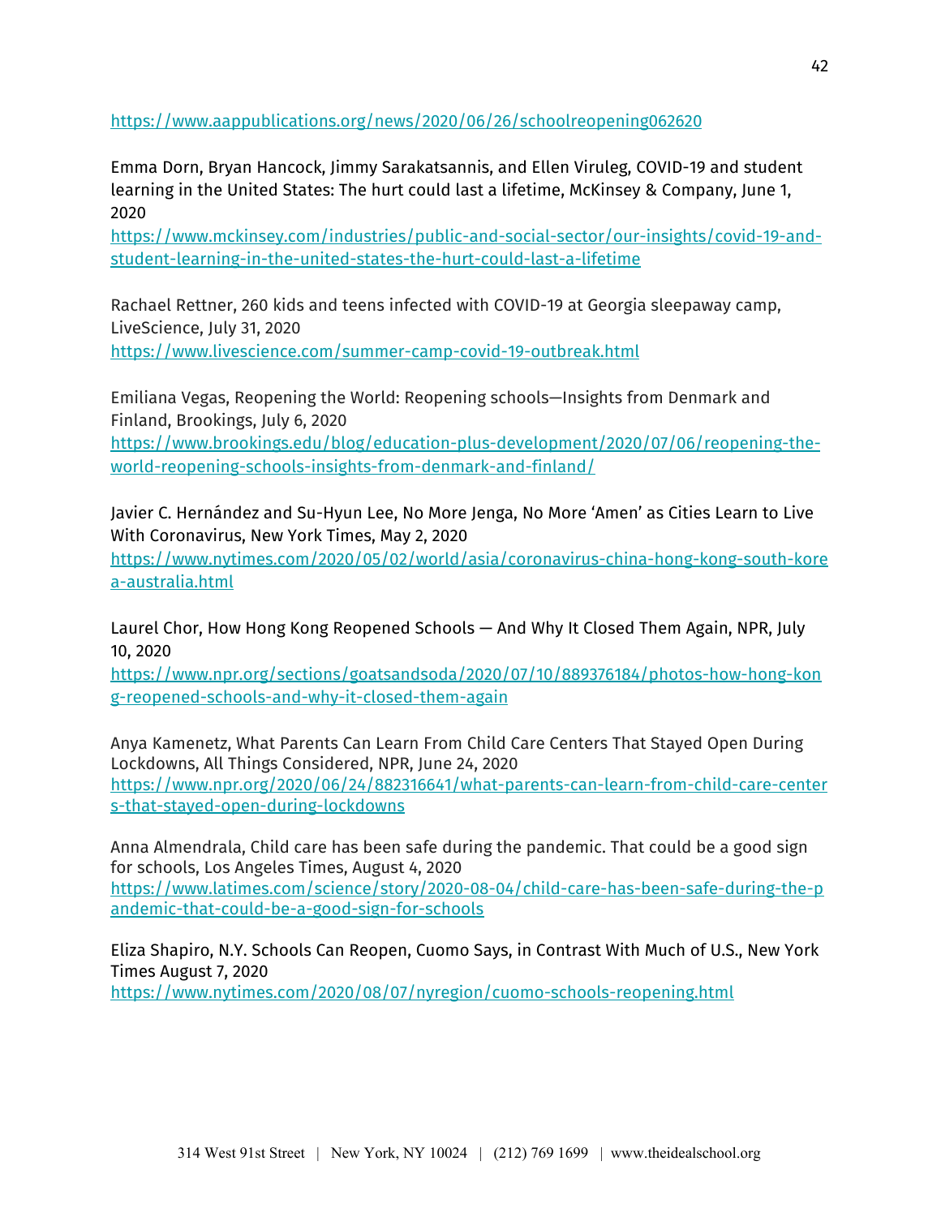https://www.aappublications.org/news/2020/06/26/schoolreopening062620

Emma Dorn, Bryan Hancock, Jimmy Sarakatsannis, and Ellen Viruleg, COVID-19 and student learning in the United States: The hurt could last a lifetime, McKinsey & Company, June 1, 2020
https://www.mckinsey.com/industries/public-and-social-sector/our-insights/covid-19-and-student-learning-in-the-united-states-the-hurt-could-last-a-lifetime

Rachael Rettner, 260 kids and teens infected with COVID-19 at Georgia sleepaway camp, LiveScience, July 31, 2020
https://www.livescience.com/summer-camp-covid-19-outbreak.html

Emiliana Vegas, Reopening the World: Reopening schools—Insights from Denmark and Finland, Brookings, July 6, 2020
https://www.brookings.edu/blog/education-plus-development/2020/07/06/reopening-the-world-reopening-schools-insights-from-denmark-and-finland/

Javier C. Hernández and Su-Hyun Lee, No More Jenga, No More 'Amen' as Cities Learn to Live With Coronavirus, New York Times, May 2, 2020
https://www.nytimes.com/2020/05/02/world/asia/coronavirus-china-hong-kong-south-korea-australia.html

Laurel Chor, How Hong Kong Reopened Schools — And Why It Closed Them Again, NPR, July 10, 2020
https://www.npr.org/sections/goatsandsoda/2020/07/10/889376184/photos-how-hong-kong-reopened-schools-and-why-it-closed-them-again

Anya Kamenetz, What Parents Can Learn From Child Care Centers That Stayed Open During Lockdowns, All Things Considered, NPR, June 24, 2020
https://www.npr.org/2020/06/24/882316641/what-parents-can-learn-from-child-care-centers-that-stayed-open-during-lockdowns

Anna Almendrala, Child care has been safe during the pandemic. That could be a good sign for schools, Los Angeles Times, August 4, 2020
https://www.latimes.com/science/story/2020-08-04/child-care-has-been-safe-during-the-pandemic-that-could-be-a-good-sign-for-schools

Eliza Shapiro, N.Y. Schools Can Reopen, Cuomo Says, in Contrast With Much of U.S., New York Times August 7, 2020
https://www.nytimes.com/2020/08/07/nyregion/cuomo-schools-reopening.html